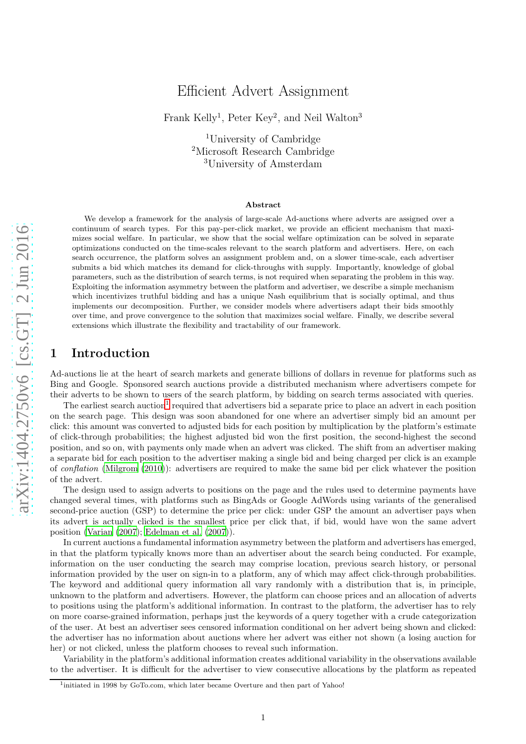# Efficient Advert Assignment

Frank Kelly[1], Peter Key[2], and Neil Walton[3]

[1]University of Cambridge
[2]Microsoft Research Cambridge
[3]University of Amsterdam

### Abstract

We develop a framework for the analysis of large-scale Ad-auctions where adverts are assigned over a continuum of search types. For this pay-per-click market, we provide an efficient mechanism that maximizes social welfare. In particular, we show that the social welfare optimization can be solved in separate optimizations conducted on the time-scales relevant to the search platform and advertisers. Here, on each search occurrence, the platform solves an assignment problem and, on a slower time-scale, each advertiser submits a bid which matches its demand for click-throughs with supply. Importantly, knowledge of global parameters, such as the distribution of search terms, is not required when separating the problem in this way. Exploiting the information asymmetry between the platform and advertiser, we describe a simple mechanism which incentivizes truthful bidding and has a unique Nash equilibrium that is socially optimal, and thus implements our decomposition. Further, we consider models where advertisers adapt their bids smoothly over time, and prove convergence to the solution that maximizes social welfare. Finally, we describe several extensions which illustrate the flexibility and tractability of our framework.

## 1 Introduction

Ad-auctions lie at the heart of search markets and generate billions of dollars in revenue for platforms such as Bing and Google. Sponsored search auctions provide a distributed mechanism where advertisers compete for their adverts to be shown to users of the search platform, by bidding on search terms associated with queries.

The earliest search auction[1] required that advertisers bid a separate price to place an advert in each position on the search page. This design was soon abandoned for one where an advertiser simply bid an amount per click: this amount was converted to adjusted bids for each position by multiplication by the platform's estimate of click-through probabilities; the highest adjusted bid won the first position, the second-highest the second position, and so on, with payments only made when an advert was clicked. The shift from an advertiser making a separate bid for each position to the advertiser making a single bid and being charged per click is an example of *conflation* (Milgrom (2010)): advertisers are required to make the same bid per click whatever the position of the advert.

The design used to assign adverts to positions on the page and the rules used to determine payments have changed several times, with platforms such as BingAds or Google AdWords using variants of the generalised second-price auction (GSP) to determine the price per click: under GSP the amount an advertiser pays when its advert is actually clicked is the smallest price per click that, if bid, would have won the same advert position (Varian (2007); Edelman et al. (2007)).

In current auctions a fundamental information asymmetry between the platform and advertisers has emerged, in that the platform typically knows more than an advertiser about the search being conducted. For example, information on the user conducting the search may comprise location, previous search history, or personal information provided by the user on sign-in to a platform, any of which may affect click-through probabilities. The keyword and additional query information all vary randomly with a distribution that is, in principle, unknown to the platform and advertisers. However, the platform can choose prices and an allocation of adverts to positions using the platform's additional information. In contrast to the platform, the advertiser has to rely on more coarse-grained information, perhaps just the keywords of a query together with a crude categorization of the user. At best an advertiser sees censored information conditional on her advert being shown and clicked: the advertiser has no information about auctions where her advert was either not shown (a losing auction for her) or not clicked, unless the platform chooses to reveal such information.

Variability in the platform's additional information creates additional variability in the observations available to the advertiser. It is difficult for the advertiser to view consecutive allocations by the platform as repeated

[1]initiated in 1998 by GoTo.com, which later became Overture and then part of Yahoo!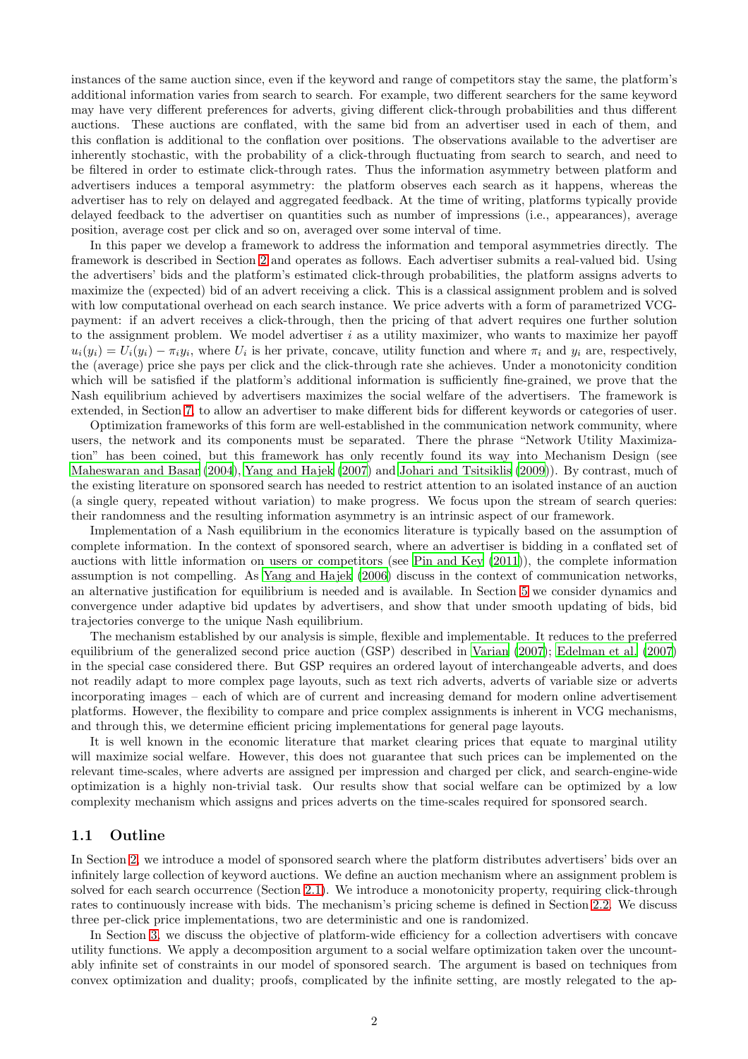instances of the same auction since, even if the keyword and range of competitors stay the same, the platform's additional information varies from search to search. For example, two different searchers for the same keyword may have very different preferences for adverts, giving different click-through probabilities and thus different auctions. These auctions are conflated, with the same bid from an advertiser used in each of them, and this conflation is additional to the conflation over positions. The observations available to the advertiser are inherently stochastic, with the probability of a click-through fluctuating from search to search, and need to be filtered in order to estimate click-through rates. Thus the information asymmetry between platform and advertisers induces a temporal asymmetry: the platform observes each search as it happens, whereas the advertiser has to rely on delayed and aggregated feedback. At the time of writing, platforms typically provide delayed feedback to the advertiser on quantities such as number of impressions (i.e., appearances), average position, average cost per click and so on, averaged over some interval of time.

In this paper we develop a framework to address the information and temporal asymmetries directly. The framework is described in Section 2 and operates as follows. Each advertiser submits a real-valued bid. Using the advertisers' bids and the platform's estimated click-through probabilities, the platform assigns adverts to maximize the (expected) bid of an advert receiving a click. This is a classical assignment problem and is solved with low computational overhead on each search instance. We price adverts with a form of parametrized VCG-payment: if an advert receives a click-through, then the pricing of that advert requires one further solution to the assignment problem. We model advertiser $i$ as a utility maximizer, who wants to maximize her payoff $u_i(y_i) = U_i(y_i) - \pi_i y_i$, where $U_i$ is her private, concave, utility function and where $\pi_i$ and $y_i$ are, respectively, the (average) price she pays per click and the click-through rate she achieves. Under a monotonicity condition which will be satisfied if the platform's additional information is sufficiently fine-grained, we prove that the Nash equilibrium achieved by advertisers maximizes the social welfare of the advertisers. The framework is extended, in Section 7, to allow an advertiser to make different bids for different keywords or categories of user.

Optimization frameworks of this form are well-established in the communication network community, where users, the network and its components must be separated. There the phrase "Network Utility Maximization" has been coined, but this framework has only recently found its way into Mechanism Design (see Maheswaran and Basar (2004), Yang and Hajek (2007) and Johari and Tsitsiklis (2009)). By contrast, much of the existing literature on sponsored search has needed to restrict attention to an isolated instance of an auction (a single query, repeated without variation) to make progress. We focus upon the stream of search queries: their randomness and the resulting information asymmetry is an intrinsic aspect of our framework.

Implementation of a Nash equilibrium in the economics literature is typically based on the assumption of complete information. In the context of sponsored search, where an advertiser is bidding in a conflated set of auctions with little information on users or competitors (see Pin and Key (2011)), the complete information assumption is not compelling. As Yang and Hajek (2006) discuss in the context of communication networks, an alternative justification for equilibrium is needed and is available. In Section 5 we consider dynamics and convergence under adaptive bid updates by advertisers, and show that under smooth updating of bids, bid trajectories converge to the unique Nash equilibrium.

The mechanism established by our analysis is simple, flexible and implementable. It reduces to the preferred equilibrium of the generalized second price auction (GSP) described in Varian (2007); Edelman et al. (2007) in the special case considered there. But GSP requires an ordered layout of interchangeable adverts, and does not readily adapt to more complex page layouts, such as text rich adverts, adverts of variable size or adverts incorporating images – each of which are of current and increasing demand for modern online advertisement platforms. However, the flexibility to compare and price complex assignments is inherent in VCG mechanisms, and through this, we determine efficient pricing implementations for general page layouts.

It is well known in the economic literature that market clearing prices that equate to marginal utility will maximize social welfare. However, this does not guarantee that such prices can be implemented on the relevant time-scales, where adverts are assigned per impression and charged per click, and search-engine-wide optimization is a highly non-trivial task. Our results show that social welfare can be optimized by a low complexity mechanism which assigns and prices adverts on the time-scales required for sponsored search.

### 1.1 Outline

In Section 2, we introduce a model of sponsored search where the platform distributes advertisers' bids over an infinitely large collection of keyword auctions. We define an auction mechanism where an assignment problem is solved for each search occurrence (Section 2.1). We introduce a monotonicity property, requiring click-through rates to continuously increase with bids. The mechanism's pricing scheme is defined in Section 2.2. We discuss three per-click price implementations, two are deterministic and one is randomized.

In Section 3, we discuss the objective of platform-wide efficiency for a collection advertisers with concave utility functions. We apply a decomposition argument to a social welfare optimization taken over the uncountably infinite set of constraints in our model of sponsored search. The argument is based on techniques from convex optimization and duality; proofs, complicated by the infinite setting, are mostly relegated to the ap-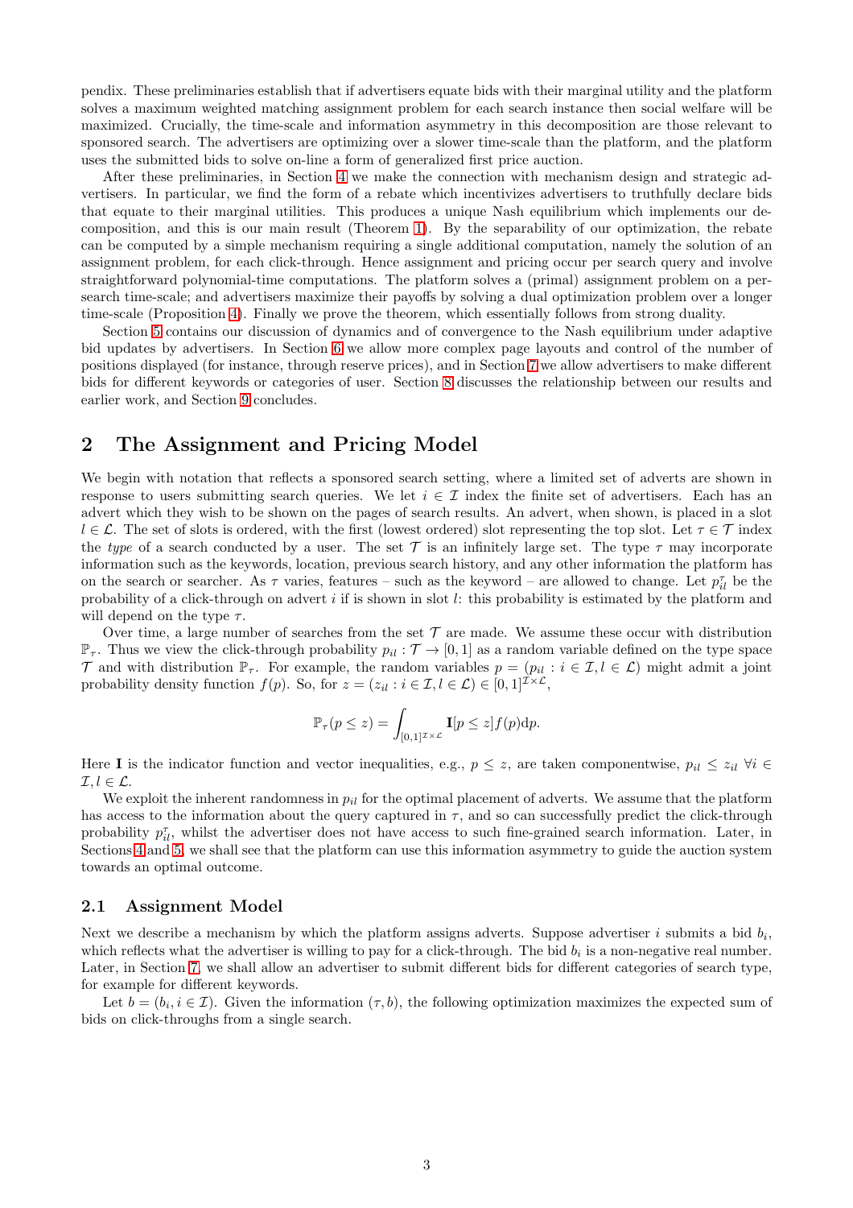pendix. These preliminaries establish that if advertisers equate bids with their marginal utility and the platform solves a maximum weighted matching assignment problem for each search instance then social welfare will be maximized. Crucially, the time-scale and information asymmetry in this decomposition are those relevant to sponsored search. The advertisers are optimizing over a slower time-scale than the platform, and the platform uses the submitted bids to solve on-line a form of generalized first price auction.

After these preliminaries, in Section 4 we make the connection with mechanism design and strategic advertisers. In particular, we find the form of a rebate which incentivizes advertisers to truthfully declare bids that equate to their marginal utilities. This produces a unique Nash equilibrium which implements our decomposition, and this is our main result (Theorem 1). By the separability of our optimization, the rebate can be computed by a simple mechanism requiring a single additional computation, namely the solution of an assignment problem, for each click-through. Hence assignment and pricing occur per search query and involve straightforward polynomial-time computations. The platform solves a (primal) assignment problem on a per-search time-scale; and advertisers maximize their payoffs by solving a dual optimization problem over a longer time-scale (Proposition 4). Finally we prove the theorem, which essentially follows from strong duality.

Section 5 contains our discussion of dynamics and of convergence to the Nash equilibrium under adaptive bid updates by advertisers. In Section 6 we allow more complex page layouts and control of the number of positions displayed (for instance, through reserve prices), and in Section 7 we allow advertisers to make different bids for different keywords or categories of user. Section 8 discusses the relationship between our results and earlier work, and Section 9 concludes.

## 2 The Assignment and Pricing Model

We begin with notation that reflects a sponsored search setting, where a limited set of adverts are shown in response to users submitting search queries. We let $i \in \mathcal{I}$ index the finite set of advertisers. Each has an advert which they wish to be shown on the pages of search results. An advert, when shown, is placed in a slot $l \in \mathcal{L}$. The set of slots is ordered, with the first (lowest ordered) slot representing the top slot. Let $\tau \in \mathcal{T}$ index the *type* of a search conducted by a user. The set $\mathcal{T}$ is an infinitely large set. The type $\tau$ may incorporate information such as the keywords, location, previous search history, and any other information the platform has on the search or searcher. As $\tau$ varies, features – such as the keyword – are allowed to change. Let $p^{\tau}_{il}$ be the probability of a click-through on advert $i$ if is shown in slot $l$: this probability is estimated by the platform and will depend on the type $\tau$.

Over time, a large number of searches from the set $\mathcal{T}$ are made. We assume these occur with distribution $\mathbb{P}_\tau$. Thus we view the click-through probability $p_{il} : \mathcal{T} \to [0,1]$ as a random variable defined on the type space $\mathcal{T}$ and with distribution $\mathbb{P}_\tau$. For example, the random variables $p = (p_{il} : i \in \mathcal{I}, l \in \mathcal{L})$ might admit a joint probability density function $f(p)$. So, for $z = (z_{il} : i \in \mathcal{I}, l \in \mathcal{L}) \in [0,1]^{\mathcal{I}\times\mathcal{L}}$,

$$\mathbb{P}_\tau(p \le z) = \int_{[0,1]^{\mathcal{I}\times\mathcal{L}}} \mathbf{I}[p \le z] f(p) \mathrm{d}p.$$

Here $\mathbf{I}$ is the indicator function and vector inequalities, e.g., $p \le z$, are taken componentwise, $p_{il} \le z_{il}$ $\forall i \in \mathcal{I}, l \in \mathcal{L}$.

We exploit the inherent randomness in $p_{il}$ for the optimal placement of adverts. We assume that the platform has access to the information about the query captured in $\tau$, and so can successfully predict the click-through probability $p^{\tau}_{il}$, whilst the advertiser does not have access to such fine-grained search information. Later, in Sections 4 and 5, we shall see that the platform can use this information asymmetry to guide the auction system towards an optimal outcome.

### 2.1 Assignment Model

Next we describe a mechanism by which the platform assigns adverts. Suppose advertiser $i$ submits a bid $b_i$, which reflects what the advertiser is willing to pay for a click-through. The bid $b_i$ is a non-negative real number. Later, in Section 7, we shall allow an advertiser to submit different bids for different categories of search type, for example for different keywords.

Let $b = (b_i, i \in \mathcal{I})$. Given the information $(\tau, b)$, the following optimization maximizes the expected sum of bids on click-throughs from a single search.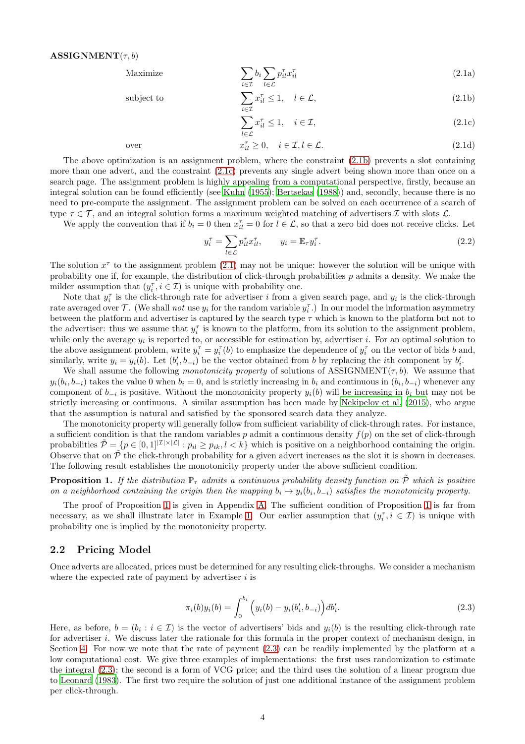**ASSIGNMENT**$(\tau, b)$

$$
\begin{aligned}
\text{Maximize} \quad & \sum_{i \in \mathcal{I}} b_i \sum_{l \in \mathcal{L}} p_{il}^\tau x_{il}^\tau && \text{(2.1a)} \\
\text{subject to} \quad & \sum_{i \in \mathcal{I}} x_{il}^\tau \le 1, \quad l \in \mathcal{L}, && \text{(2.1b)} \\
& \sum_{l \in \mathcal{L}} x_{il}^\tau \le 1, \quad i \in \mathcal{I}, && \text{(2.1c)} \\
\text{over} \quad & x_{il}^\tau \ge 0, \quad i \in \mathcal{I}, l \in \mathcal{L}. && \text{(2.1d)}
\end{aligned}
$$

The above optimization is an assignment problem, where the constraint (2.1b) prevents a slot containing more than one advert, and the constraint (2.1c) prevents any single advert being shown more than once on a search page. The assignment problem is highly appealing from a computational perspective, firstly, because an integral solution can be found efficiently (see Kuhn (1955); Bertsekas (1988)) and, secondly, because there is no need to pre-compute the assignment. The assignment problem can be solved on each occurrence of a search of type $\tau \in \mathcal{T}$, and an integral solution forms a maximum weighted matching of advertisers $\mathcal{I}$ with slots $\mathcal{L}$.

We apply the convention that if $b_i = 0$ then $x_{il}^\tau = 0$ for $l \in \mathcal{L}$, so that a zero bid does not receive clicks. Let

$$
y_i^\tau = \sum_{l \in \mathcal{L}} p_{il}^\tau x_{il}^\tau, \qquad y_i = \mathbb{E}_\tau y_i^\tau. \tag{2.2}
$$

The solution $x^\tau$ to the assignment problem (2.1) may not be unique: however the solution will be unique with probability one if, for example, the distribution of click-through probabilities $p$ admits a density. We make the milder assumption that $(y_i^\tau, i \in \mathcal{I})$ is unique with probability one.

Note that $y_i^\tau$ is the click-through rate for advertiser $i$ from a given search page, and $y_i$ is the click-through rate averaged over $\mathcal{T}$. (We shall *not* use $y_i$ for the random variable $y_i^\tau$.) In our model the information asymmetry between the platform and advertiser is captured by the search type $\tau$ which is known to the platform but not to the advertiser: thus we assume that $y_i^\tau$ is known to the platform, from its solution to the assignment problem, while only the average $y_i$ is reported to, or accessible for estimation by, advertiser $i$. For an optimal solution to the above assignment problem, write $y_i^\tau = y_i^\tau(b)$ to emphasize the dependence of $y_i^\tau$ on the vector of bids $b$ and, similarly, write $y_i = y_i(b)$. Let $(b_i', b_{-i})$ be the vector obtained from $b$ by replacing the $i$th component by $b_i'$.

We shall assume the following *monotonicity property* of solutions of ASSIGNMENT$(\tau, b)$. We assume that $y_i(b_i, b_{-i})$ takes the value 0 when $b_i = 0$, and is strictly increasing in $b_i$ and continuous in $(b_i, b_{-i})$ whenever any component of $b_{-i}$ is positive. Without the monotonicity property $y_i(b)$ will be increasing in $b_i$ but may not be strictly increasing or continuous. A similar assumption has been made by Nekipelov et al. (2015), who argue that the assumption is natural and satisfied by the sponsored search data they analyze.

The monotonicity property will generally follow from sufficient variability of click-through rates. For instance, a sufficient condition is that the random variables $p$ admit a continuous density $f(p)$ on the set of click-through probabilities $\tilde{\mathcal{P}} = \{p \in [0,1]^{|\mathcal{I}| \times |\mathcal{L}|} : p_{il} \ge p_{ik}, l < k\}$ which is positive on a neighborhood containing the origin. Observe that on $\tilde{\mathcal{P}}$ the click-through probability for a given advert increases as the slot it is shown in decreases. The following result establishes the monotonicity property under the above sufficient condition.

**Proposition 1.** *If the distribution $\mathbb{P}_\tau$ admits a continuous probability density function on $\tilde{\mathcal{P}}$ which is positive on a neighborhood containing the origin then the mapping $b_i \mapsto y_i(b_i, b_{-i})$ satisfies the monotonicity property.*

The proof of Proposition 1 is given in Appendix A. The sufficient condition of Proposition 1 is far from necessary, as we shall illustrate later in Example 1. Our earlier assumption that $(y_i^\tau, i \in \mathcal{I})$ is unique with probability one is implied by the monotonicity property.

## 2.2 Pricing Model

Once adverts are allocated, prices must be determined for any resulting click-throughs. We consider a mechanism where the expected rate of payment by advertiser $i$ is

$$
\pi_i(b) y_i(b) = \int_0^{b_i} \Big( y_i(b) - y_i(b_i', b_{-i}) \Big) db_i'. \tag{2.3}
$$

Here, as before, $b = (b_i : i \in \mathcal{I})$ is the vector of advertisers' bids and $y_i(b)$ is the resulting click-through rate for advertiser $i$. We discuss later the rationale for this formula in the proper context of mechanism design, in Section 4. For now we note that the rate of payment (2.3) can be readily implemented by the platform at a low computational cost. We give three examples of implementations: the first uses randomization to estimate the integral (2.3); the second is a form of VCG price; and the third uses the solution of a linear program due to Leonard (1983). The first two require the solution of just one additional instance of the assignment problem per click-through.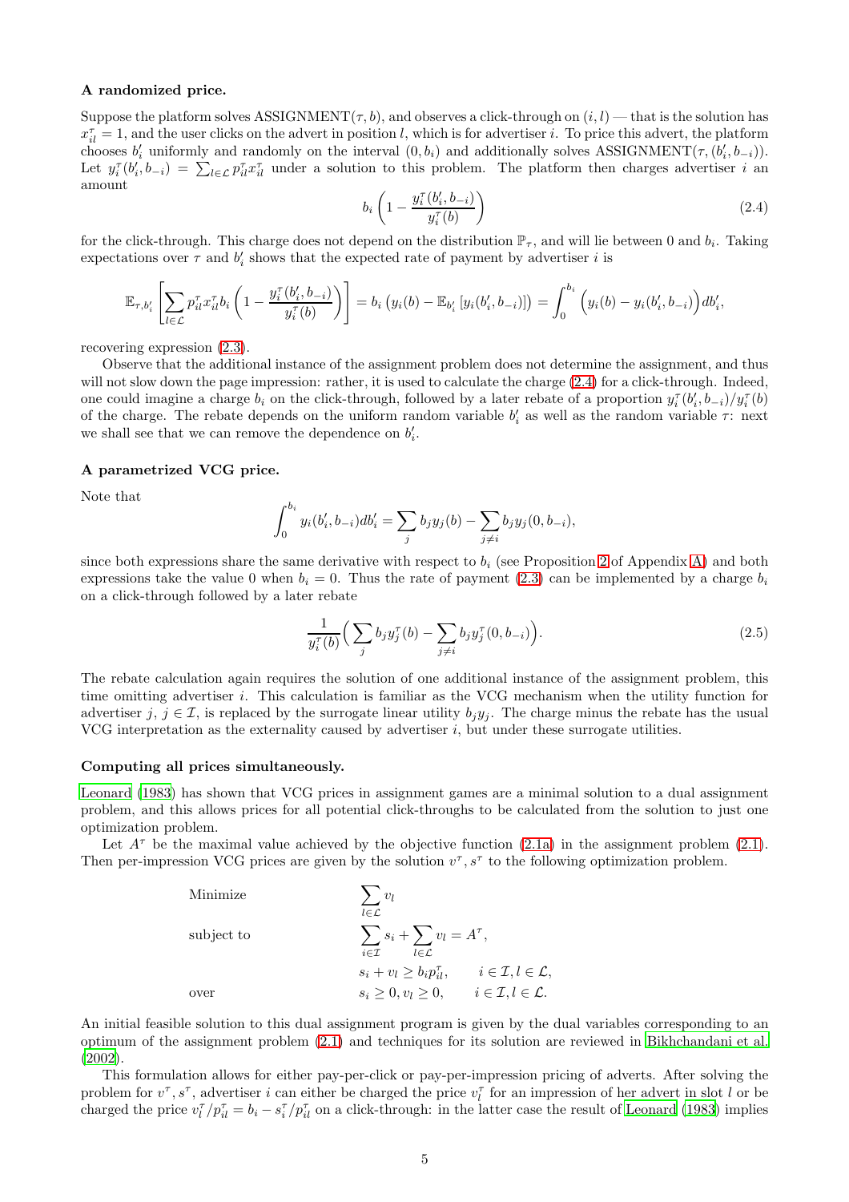**A randomized price.**

Suppose the platform solves ASSIGNMENT$(\tau, b)$, and observes a click-through on $(i,l)$ — that is the solution has $x^\tau_{il} = 1$, and the user clicks on the advert in position $l$, which is for advertiser $i$. To price this advert, the platform chooses $b'_i$ uniformly and randomly on the interval $(0, b_i)$ and additionally solves ASSIGNMENT$(\tau, (b'_i, b_{-i}))$. Let $y^\tau_i(b'_i, b_{-i}) = \sum_{l \in \mathcal{L}} p^\tau_{il} x^\tau_{il}$ under a solution to this problem. The platform then charges advertiser $i$ an amount

$$b_i \left(1 - \frac{y^\tau_i(b'_i, b_{-i})}{y^\tau_i(b)}\right) \tag{2.4}$$

for the click-through. This charge does not depend on the distribution $\mathbb{P}_\tau$, and will lie between 0 and $b_i$. Taking expectations over $\tau$ and $b'_i$ shows that the expected rate of payment by advertiser $i$ is

$$\mathbb{E}_{\tau, b'_i}\left[\sum_{l \in \mathcal{L}} p^\tau_{il} x^\tau_{il} b_i \left(1 - \frac{y^\tau_i(b'_i, b_{-i})}{y^\tau_i(b)}\right)\right] = b_i \left(y_i(b) - \mathbb{E}_{b'_i}\left[y_i(b'_i, b_{-i})\right]\right) = \int_0^{b_i} \Big(y_i(b) - y_i(b'_i, b_{-i})\Big) db'_i,$$

recovering expression (2.3).

Observe that the additional instance of the assignment problem does not determine the assignment, and thus will not slow down the page impression: rather, it is used to calculate the charge (2.4) for a click-through. Indeed, one could imagine a charge $b_i$ on the click-through, followed by a later rebate of a proportion $y^\tau_i(b'_i, b_{-i})/y^\tau_i(b)$ of the charge. The rebate depends on the uniform random variable $b'_i$ as well as the random variable $\tau$: next we shall see that we can remove the dependence on $b'_i$.

**A parametrized VCG price.**

Note that

$$\int_0^{b_i} y_i(b'_i, b_{-i}) db'_i = \sum_j b_j y_j(b) - \sum_{j \neq i} b_j y_j(0, b_{-i}),$$

since both expressions share the same derivative with respect to $b_i$ (see Proposition 2 of Appendix A) and both expressions take the value 0 when $b_i = 0$. Thus the rate of payment (2.3) can be implemented by a charge $b_i$ on a click-through followed by a later rebate

$$\frac{1}{y^\tau_i(b)}\Big(\sum_j b_j y^\tau_j(b) - \sum_{j \neq i} b_j y^\tau_j(0, b_{-i})\Big). \tag{2.5}$$

The rebate calculation again requires the solution of one additional instance of the assignment problem, this time omitting advertiser $i$. This calculation is familiar as the VCG mechanism when the utility function for advertiser $j$, $j \in \mathcal{I}$, is replaced by the surrogate linear utility $b_j y_j$. The charge minus the rebate has the usual VCG interpretation as the externality caused by advertiser $i$, but under these surrogate utilities.

**Computing all prices simultaneously.**

Leonard (1983) has shown that VCG prices in assignment games are a minimal solution to a dual assignment problem, and this allows prices for all potential click-throughs to be calculated from the solution to just one optimization problem.

Let $A^\tau$ be the maximal value achieved by the objective function (2.1a) in the assignment problem (2.1). Then per-impression VCG prices are given by the solution $v^\tau, s^\tau$ to the following optimization problem.

$$\begin{aligned}
&\text{Minimize} && \sum_{l \in \mathcal{L}} v_l \\
&\text{subject to} && \sum_{i \in \mathcal{I}} s_i + \sum_{l \in \mathcal{L}} v_l = A^\tau, \\
& && s_i + v_l \geq b_i p^\tau_{il}, \qquad i \in \mathcal{I}, l \in \mathcal{L}, \\
&\text{over} && s_i \geq 0, v_l \geq 0, \qquad i \in \mathcal{I}, l \in \mathcal{L}.
\end{aligned}$$

An initial feasible solution to this dual assignment program is given by the dual variables corresponding to an optimum of the assignment problem (2.1) and techniques for its solution are reviewed in Bikhchandani et al. (2002).

This formulation allows for either pay-per-click or pay-per-impression pricing of adverts. After solving the problem for $v^\tau, s^\tau$, advertiser $i$ can either be charged the price $v^\tau_l$ for an impression of her advert in slot $l$ or be charged the price $v^\tau_l/p^\tau_{il} = b_i - s^\tau_i/p^\tau_{il}$ on a click-through: in the latter case the result of Leonard (1983) implies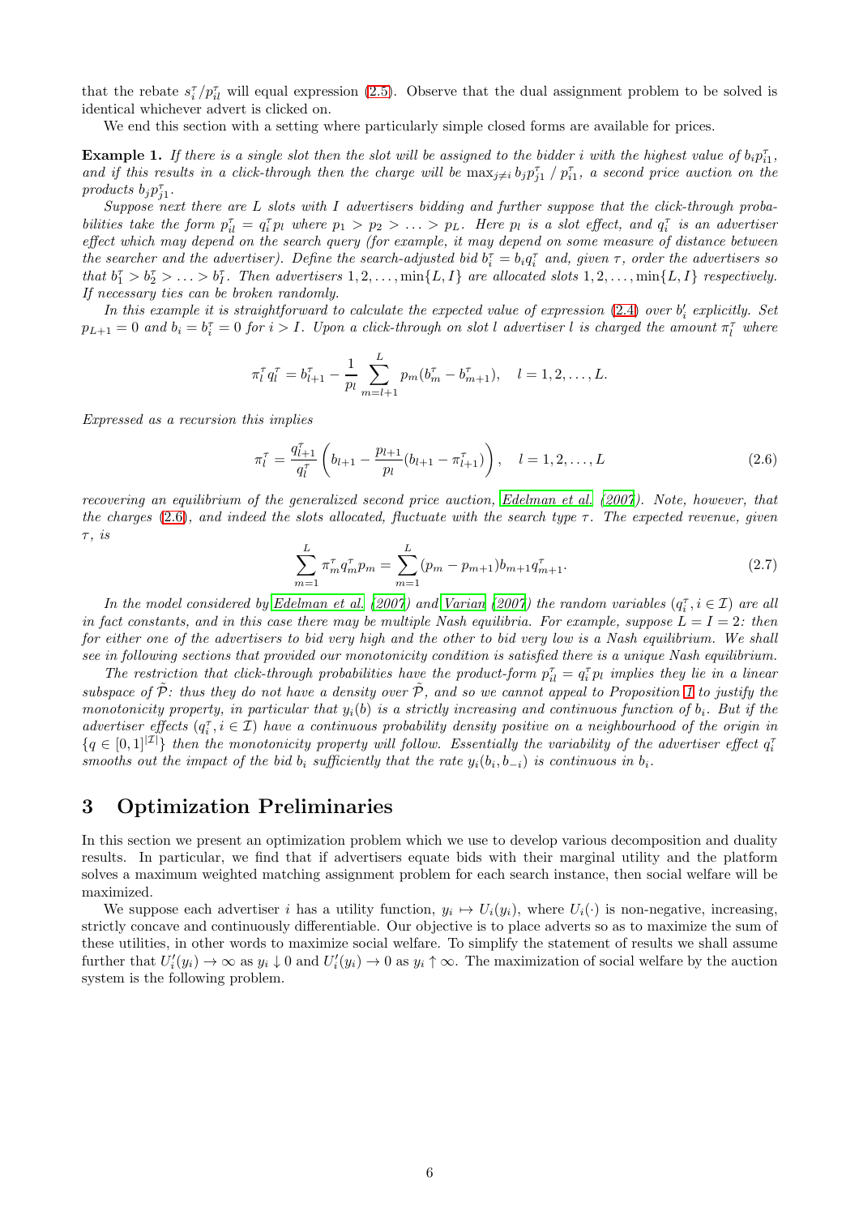that the rebate $s_i^\tau / p_{il}^\tau$ will equal expression (2.5). Observe that the dual assignment problem to be solved is identical whichever advert is clicked on.

We end this section with a setting where particularly simple closed forms are available for prices.

**Example 1.** *If there is a single slot then the slot will be assigned to the bidder $i$ with the highest value of $b_i p_{i1}^\tau$, and if this results in a click-through then the charge will be $\max_{j \neq i} b_j p_{j1}^\tau \,/\, p_{i1}^\tau$, a second price auction on the products $b_j p_{j1}^\tau$.*

*Suppose next there are $L$ slots with $I$ advertisers bidding and further suppose that the click-through probabilities take the form $p_{il}^\tau = q_i^\tau p_l$ where $p_1 > p_2 > \ldots > p_L$. Here $p_l$ is a slot effect, and $q_i^\tau$ is an advertiser effect which may depend on the search query (for example, it may depend on some measure of distance between the searcher and the advertiser). Define the search-adjusted bid $b_i^\tau = b_i q_i^\tau$ and, given $\tau$, order the advertisers so that $b_1^\tau > b_2^\tau > \ldots > b_I^\tau$. Then advertisers $1, 2, \ldots, \min\{L, I\}$ are allocated slots $1, 2, \ldots, \min\{L, I\}$ respectively. If necessary ties can be broken randomly.*

*In this example it is straightforward to calculate the expected value of expression (2.4) over $b_i'$ explicitly. Set $p_{L+1} = 0$ and $b_i = b_i^\tau = 0$ for $i > I$. Upon a click-through on slot $l$ advertiser $l$ is charged the amount $\pi_l^\tau$ where*

$$\pi_l^\tau q_l^\tau = b_{l+1}^\tau - \frac{1}{p_l} \sum_{m=l+1}^{L} p_m (b_m^\tau - b_{m+1}^\tau), \quad l = 1, 2, \ldots, L.$$

*Expressed as a recursion this implies*

$$\pi_l^\tau = \frac{q_{l+1}^\tau}{q_l^\tau} \left( b_{l+1} - \frac{p_{l+1}}{p_l} (b_{l+1} - \pi_{l+1}^\tau) \right), \quad l = 1, 2, \ldots, L \tag{2.6}$$

*recovering an equilibrium of the generalized second price auction, Edelman et al. (2007). Note, however, that the charges (2.6), and indeed the slots allocated, fluctuate with the search type $\tau$. The expected revenue, given $\tau$, is*

$$\sum_{m=1}^{L} \pi_m^\tau q_m^\tau p_m = \sum_{m=1}^{L} (p_m - p_{m+1}) b_{m+1} q_{m+1}^\tau. \tag{2.7}$$

*In the model considered by Edelman et al. (2007) and Varian (2007) the random variables $(q_i^\tau, i \in \mathcal{I})$ are all in fact constants, and in this case there may be multiple Nash equilibria. For example, suppose $L = I = 2$: then for either one of the advertisers to bid very high and the other to bid very low is a Nash equilibrium. We shall see in following sections that provided our monotonicity condition is satisfied there is a unique Nash equilibrium.*

*The restriction that click-through probabilities have the product-form $p_{il}^\tau = q_i^\tau p_l$ implies they lie in a linear subspace of $\tilde{\mathcal{P}}$: thus they do not have a density over $\tilde{\mathcal{P}}$, and so we cannot appeal to Proposition 1 to justify the monotonicity property, in particular that $y_i(b)$ is a strictly increasing and continuous function of $b_i$. But if the advertiser effects $(q_i^\tau, i \in \mathcal{I})$ have a continuous probability density positive on a neighbourhood of the origin in $\{q \in [0,1]^{|\mathcal{I}|}\}$ then the monotonicity property will follow. Essentially the variability of the advertiser effect $q_i^\tau$ smooths out the impact of the bid $b_i$ sufficiently that the rate $y_i(b_i, b_{-i})$ is continuous in $b_i$.*

# 3 Optimization Preliminaries

In this section we present an optimization problem which we use to develop various decomposition and duality results. In particular, we find that if advertisers equate bids with their marginal utility and the platform solves a maximum weighted matching assignment problem for each search instance, then social welfare will be maximized.

We suppose each advertiser $i$ has a utility function, $y_i \mapsto U_i(y_i)$, where $U_i(\cdot)$ is non-negative, increasing, strictly concave and continuously differentiable. Our objective is to place adverts so as to maximize the sum of these utilities, in other words to maximize social welfare. To simplify the statement of results we shall assume further that $U_i'(y_i) \to \infty$ as $y_i \downarrow 0$ and $U_i'(y_i) \to 0$ as $y_i \uparrow \infty$. The maximization of social welfare by the auction system is the following problem.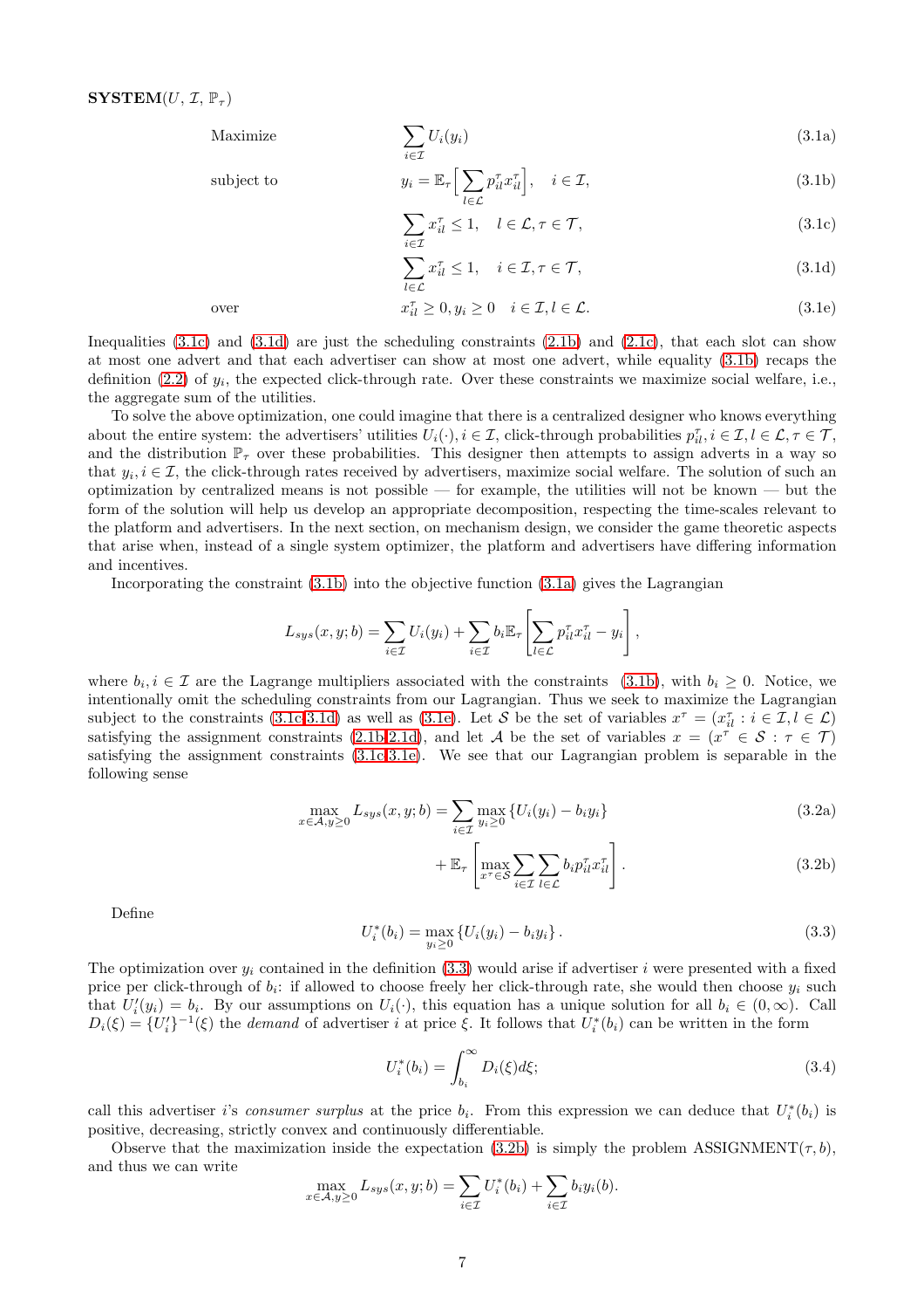**SYSTEM**($U$, $\mathcal{I}$, $\mathbb{P}_\tau$)

$$\text{Maximize} \quad \sum_{i\in\mathcal{I}} U_i(y_i) \tag{3.1a}$$

$$\text{subject to} \quad y_i = \mathbb{E}_\tau\Big[\sum_{l\in\mathcal{L}} p_{il}^\tau x_{il}^\tau\Big], \quad i \in \mathcal{I}, \tag{3.1b}$$

$$\sum_{i\in\mathcal{I}} x_{il}^\tau \le 1, \quad l \in \mathcal{L}, \tau \in \mathcal{T}, \tag{3.1c}$$

$$\sum_{l\in\mathcal{L}} x_{il}^\tau \le 1, \quad i \in \mathcal{I}, \tau \in \mathcal{T}, \tag{3.1d}$$

$$\text{over} \quad x_{il}^\tau \ge 0, y_i \ge 0 \quad i \in \mathcal{I}, l \in \mathcal{L}. \tag{3.1e}$$

Inequalities (3.1c) and (3.1d) are just the scheduling constraints (2.1b) and (2.1c), that each slot can show at most one advert and that each advertiser can show at most one advert, while equality (3.1b) recaps the definition (2.2) of $y_i$, the expected click-through rate. Over these constraints we maximize social welfare, i.e., the aggregate sum of the utilities.

To solve the above optimization, one could imagine that there is a centralized designer who knows everything about the entire system: the advertisers' utilities $U_i(\cdot), i \in \mathcal{I}$, click-through probabilities $p_{il}^\tau, i \in \mathcal{I}, l \in \mathcal{L}, \tau \in \mathcal{T}$, and the distribution $\mathbb{P}_\tau$ over these probabilities. This designer then attempts to assign adverts in a way so that $y_i, i \in \mathcal{I}$, the click-through rates received by advertisers, maximize social welfare. The solution of such an optimization by centralized means is not possible — for example, the utilities will not be known — but the form of the solution will help us develop an appropriate decomposition, respecting the time-scales relevant to the platform and advertisers. In the next section, on mechanism design, we consider the game theoretic aspects that arise when, instead of a single system optimizer, the platform and advertisers have differing information and incentives.

Incorporating the constraint (3.1b) into the objective function (3.1a) gives the Lagrangian

$$L_{sys}(x, y; b) = \sum_{i\in\mathcal{I}} U_i(y_i) + \sum_{i\in\mathcal{I}} b_i \mathbb{E}_\tau\left[\sum_{l\in\mathcal{L}} p_{il}^\tau x_{il}^\tau - y_i\right],$$

where $b_i, i \in \mathcal{I}$ are the Lagrange multipliers associated with the constraints (3.1b), with $b_i \ge 0$. Notice, we intentionally omit the scheduling constraints from our Lagrangian. Thus we seek to maximize the Lagrangian subject to the constraints (3.1c-3.1d) as well as (3.1e). Let $\mathcal{S}$ be the set of variables $x^\tau = (x_{il}^\tau : i \in \mathcal{I}, l \in \mathcal{L})$ satisfying the assignment constraints (2.1b-2.1d), and let $\mathcal{A}$ be the set of variables $x = (x^\tau \in \mathcal{S} : \tau \in \mathcal{T})$ satisfying the assignment constraints (3.1c-3.1e). We see that our Lagrangian problem is separable in the following sense

$$\max_{x\in\mathcal{A}, y\ge 0} L_{sys}(x, y; b) = \sum_{i\in\mathcal{I}} \max_{y_i \ge 0} \{U_i(y_i) - b_i y_i\} \tag{3.2a}$$

$$+ \mathbb{E}_\tau\left[\max_{x^\tau\in\mathcal{S}} \sum_{i\in\mathcal{I}} \sum_{l\in\mathcal{L}} b_i p_{il}^\tau x_{il}^\tau\right]. \tag{3.2b}$$

Define

$$U_i^*(b_i) = \max_{y_i\ge 0} \{U_i(y_i) - b_i y_i\}. \tag{3.3}$$

The optimization over $y_i$ contained in the definition (3.3) would arise if advertiser $i$ were presented with a fixed price per click-through of $b_i$: if allowed to choose freely her click-through rate, she would then choose $y_i$ such that $U_i'(y_i) = b_i$. By our assumptions on $U_i(\cdot)$, this equation has a unique solution for all $b_i \in (0, \infty)$. Call $D_i(\xi) = \{U_i'\}^{-1}(\xi)$ the *demand* of advertiser $i$ at price $\xi$. It follows that $U_i^*(b_i)$ can be written in the form

$$U_i^*(b_i) = \int_{b_i}^\infty D_i(\xi) d\xi; \tag{3.4}$$

call this advertiser $i$'s *consumer surplus* at the price $b_i$. From this expression we can deduce that $U_i^*(b_i)$ is positive, decreasing, strictly convex and continuously differentiable.

Observe that the maximization inside the expectation (3.2b) is simply the problem ASSIGNMENT($\tau, b$), and thus we can write

$$\max_{x\in\mathcal{A}, y\ge 0} L_{sys}(x, y; b) = \sum_{i\in\mathcal{I}} U_i^*(b_i) + \sum_{i\in\mathcal{I}} b_i y_i(b).$$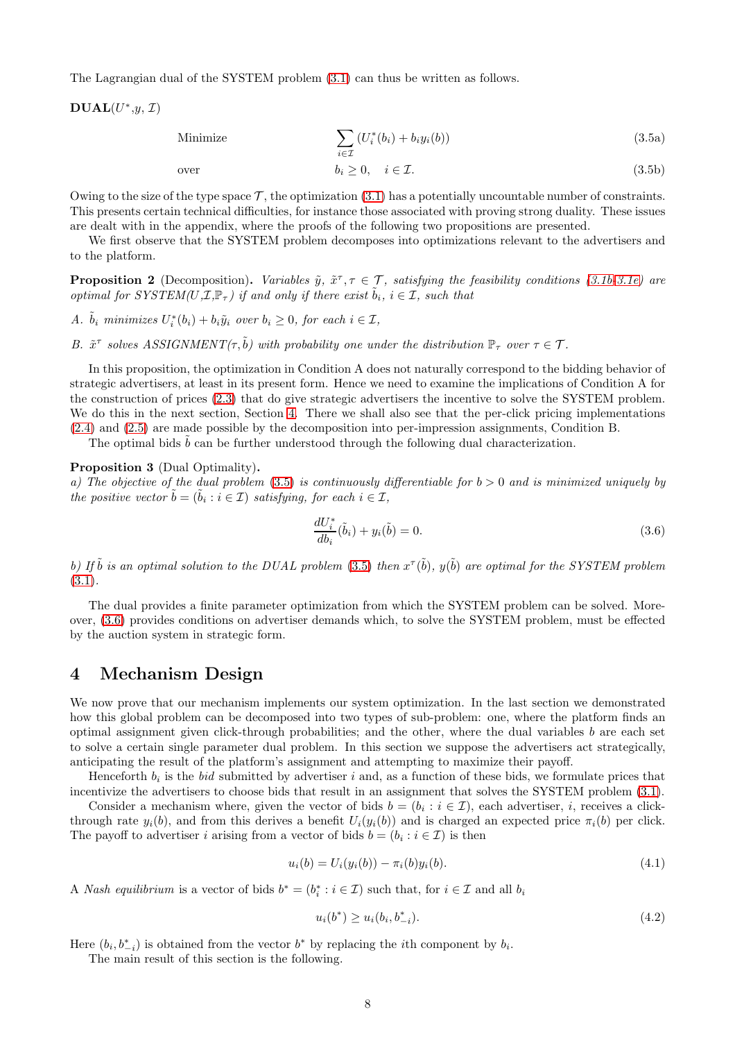The Lagrangian dual of the SYSTEM problem (3.1) can thus be written as follows.

**DUAL**($U^*$,$y$, $\mathcal{I}$)

$$\text{Minimize} \qquad \sum_{i \in \mathcal{I}} \left( U_i^*(b_i) + b_i y_i(b) \right) \tag{3.5a}$$

$$\text{over} \qquad b_i \geq 0, \quad i \in \mathcal{I}. \tag{3.5b}$$

Owing to the size of the type space $\mathcal{T}$, the optimization (3.1) has a potentially uncountable number of constraints. This presents certain technical difficulties, for instance those associated with proving strong duality. These issues are dealt with in the appendix, where the proofs of the following two propositions are presented.

We first observe that the SYSTEM problem decomposes into optimizations relevant to the advertisers and to the platform.

**Proposition 2** (Decomposition). *Variables $\tilde{y}$, $\tilde{x}^\tau, \tau \in \mathcal{T}$, satisfying the feasibility conditions (3.1b-3.1e) are optimal for SYSTEM($U$,$\mathcal{I}$,$\mathbb{P}_\tau$) if and only if there exist $\tilde{b}_i$, $i \in \mathcal{I}$, such that*

*A. $\tilde{b}_i$ minimizes $U_i^*(b_i) + b_i \tilde{y}_i$ over $b_i \geq 0$, for each $i \in \mathcal{I}$,*

*B. $\tilde{x}^\tau$ solves ASSIGNMENT($\tau$,$\tilde{b}$) with probability one under the distribution $\mathbb{P}_\tau$ over $\tau \in \mathcal{T}$.*

In this proposition, the optimization in Condition A does not naturally correspond to the bidding behavior of strategic advertisers, at least in its present form. Hence we need to examine the implications of Condition A for the construction of prices (2.3) that do give strategic advertisers the incentive to solve the SYSTEM problem. We do this in the next section, Section 4. There we shall also see that the per-click pricing implementations (2.4) and (2.5) are made possible by the decomposition into per-impression assignments, Condition B.

The optimal bids $\tilde{b}$ can be further understood through the following dual characterization.

**Proposition 3** (Dual Optimality).
*a) The objective of the dual problem (3.5) is continuously differentiable for $b > 0$ and is minimized uniquely by the positive vector $\tilde{b} = (\tilde{b}_i : i \in \mathcal{I})$ satisfying, for each $i \in \mathcal{I}$,*

$$\frac{dU_i^*}{db_i}(\tilde{b}_i) + y_i(\tilde{b}) = 0. \tag{3.6}$$

*b) If $\tilde{b}$ is an optimal solution to the DUAL problem (3.5) then $x^\tau(\tilde{b})$, $y(\tilde{b})$ are optimal for the SYSTEM problem (3.1).*

The dual provides a finite parameter optimization from which the SYSTEM problem can be solved. Moreover, (3.6) provides conditions on advertiser demands which, to solve the SYSTEM problem, must be effected by the auction system in strategic form.

# 4 Mechanism Design

We now prove that our mechanism implements our system optimization. In the last section we demonstrated how this global problem can be decomposed into two types of sub-problem: one, where the platform finds an optimal assignment given click-through probabilities; and the other, where the dual variables $b$ are each set to solve a certain single parameter dual problem. In this section we suppose the advertisers act strategically, anticipating the result of the platform's assignment and attempting to maximize their payoff.

Henceforth $b_i$ is the *bid* submitted by advertiser $i$ and, as a function of these bids, we formulate prices that incentivize the advertisers to choose bids that result in an assignment that solves the SYSTEM problem (3.1).

Consider a mechanism where, given the vector of bids $b = (b_i : i \in \mathcal{I})$, each advertiser, $i$, receives a click-through rate $y_i(b)$, and from this derives a benefit $U_i(y_i(b))$ and is charged an expected price $\pi_i(b)$ per click. The payoff to advertiser $i$ arising from a vector of bids $b = (b_i : i \in \mathcal{I})$ is then

$$u_i(b) = U_i(y_i(b)) - \pi_i(b) y_i(b). \tag{4.1}$$

A *Nash equilibrium* is a vector of bids $b^* = (b_i^* : i \in \mathcal{I})$ such that, for $i \in \mathcal{I}$ and all $b_i$

$$u_i(b^*) \geq u_i(b_i, b_{-i}^*). \tag{4.2}$$

Here $(b_i, b_{-i}^*)$ is obtained from the vector $b^*$ by replacing the $i$th component by $b_i$.

The main result of this section is the following.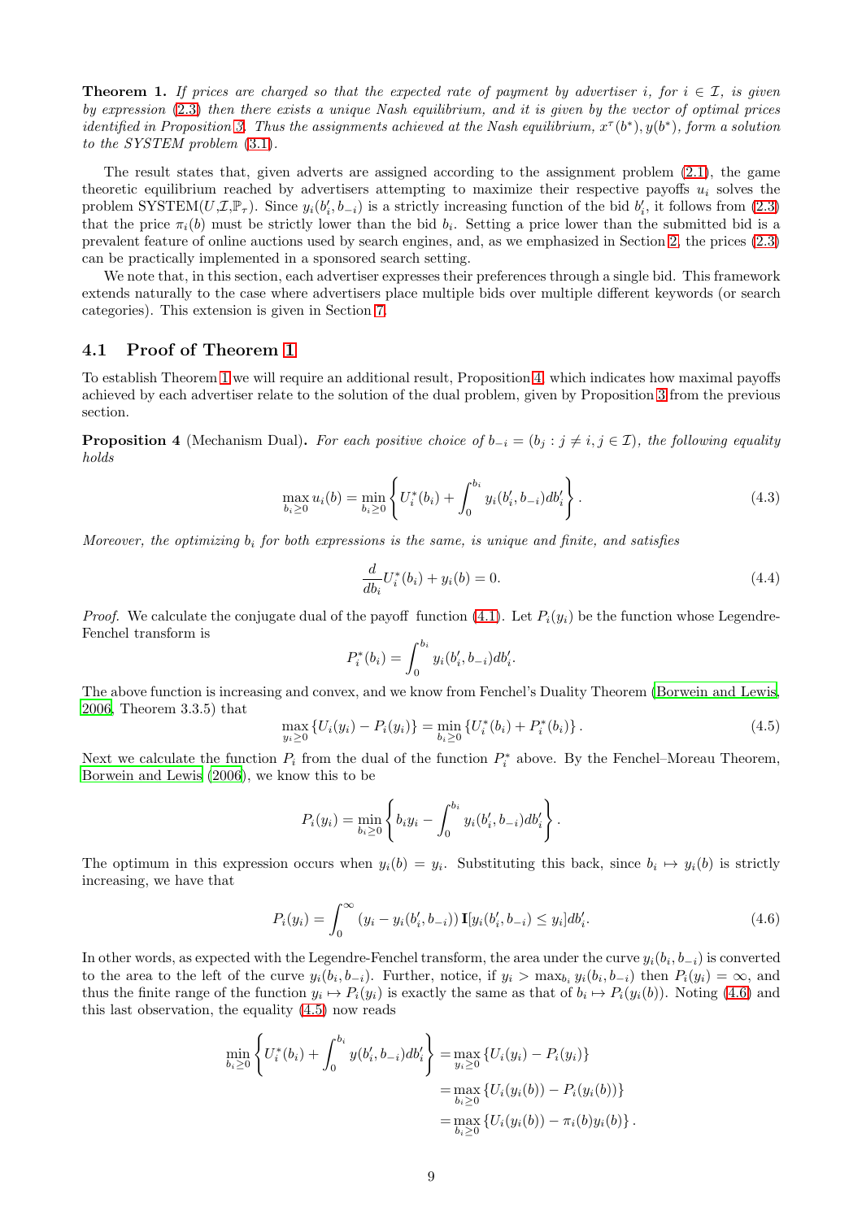**Theorem 1.** *If prices are charged so that the expected rate of payment by advertiser $i$, for $i \in \mathcal{I}$, is given by expression (2.3) then there exists a unique Nash equilibrium, and it is given by the vector of optimal prices identified in Proposition 3. Thus the assignments achieved at the Nash equilibrium, $x^\tau(b^*), y(b^*)$, form a solution to the SYSTEM problem (3.1).*

The result states that, given adverts are assigned according to the assignment problem (2.1), the game theoretic equilibrium reached by advertisers attempting to maximize their respective payoffs $u_i$ solves the problem SYSTEM($U$,$\mathcal{I}$,$\mathbb{P}_\tau$). Since $y_i(b_i', b_{-i})$ is a strictly increasing function of the bid $b_i'$, it follows from (2.3) that the price $\pi_i(b)$ must be strictly lower than the bid $b_i$. Setting a price lower than the submitted bid is a prevalent feature of online auctions used by search engines, and, as we emphasized in Section 2, the prices (2.3) can be practically implemented in a sponsored search setting.

We note that, in this section, each advertiser expresses their preferences through a single bid. This framework extends naturally to the case where advertisers place multiple bids over multiple different keywords (or search categories). This extension is given in Section 7.

## 4.1 Proof of Theorem 1

To establish Theorem 1 we will require an additional result, Proposition 4, which indicates how maximal payoffs achieved by each advertiser relate to the solution of the dual problem, given by Proposition 3 from the previous section.

**Proposition 4** (Mechanism Dual)**.** *For each positive choice of $b_{-i} = (b_j : j \neq i, j \in \mathcal{I})$, the following equality holds*

$$\max_{b_i \geq 0} u_i(b) = \min_{b_i \geq 0} \left\{ U_i^*(b_i) + \int_0^{b_i} y_i(b_i', b_{-i}) db_i' \right\}. \tag{4.3}$$

*Moreover, the optimizing $b_i$ for both expressions is the same, is unique and finite, and satisfies*

$$\frac{d}{db_i} U_i^*(b_i) + y_i(b) = 0. \tag{4.4}$$

*Proof.* We calculate the conjugate dual of the payoff function (4.1). Let $P_i(y_i)$ be the function whose Legendre-Fenchel transform is

$$P_i^*(b_i) = \int_0^{b_i} y_i(b_i', b_{-i}) db_i'.$$

The above function is increasing and convex, and we know from Fenchel's Duality Theorem (Borwein and Lewis, 2006, Theorem 3.3.5) that

$$\max_{y_i \geq 0} \left\{ U_i(y_i) - P_i(y_i) \right\} = \min_{b_i \geq 0} \left\{ U_i^*(b_i) + P_i^*(b_i) \right\}. \tag{4.5}$$

Next we calculate the function $P_i$ from the dual of the function $P_i^*$ above. By the Fenchel–Moreau Theorem, Borwein and Lewis (2006), we know this to be

$$P_i(y_i) = \min_{b_i \geq 0} \left\{ b_i y_i - \int_0^{b_i} y_i(b_i', b_{-i}) db_i' \right\}.$$

The optimum in this expression occurs when $y_i(b) = y_i$. Substituting this back, since $b_i \mapsto y_i(b)$ is strictly increasing, we have that

$$P_i(y_i) = \int_0^\infty (y_i - y_i(b_i', b_{-i})) \, \mathbf{I}[y_i(b_i', b_{-i}) \leq y_i] db_i'. \tag{4.6}$$

In other words, as expected with the Legendre-Fenchel transform, the area under the curve $y_i(b_i, b_{-i})$ is converted to the area to the left of the curve $y_i(b_i, b_{-i})$. Further, notice, if $y_i > \max_{b_i} y_i(b_i, b_{-i})$ then $P_i(y_i) = \infty$, and thus the finite range of the function $y_i \mapsto P_i(y_i)$ is exactly the same as that of $b_i \mapsto P_i(y_i(b))$. Noting (4.6) and this last observation, the equality (4.5) now reads

$$\begin{aligned}
\min_{b_i \geq 0} \left\{ U_i^*(b_i) + \int_0^{b_i} y(b_i', b_{-i}) db_i' \right\} &= \max_{y_i \geq 0} \left\{ U_i(y_i) - P_i(y_i) \right\} \\
&= \max_{b_i \geq 0} \left\{ U_i(y_i(b)) - P_i(y_i(b)) \right\} \\
&= \max_{b_i \geq 0} \left\{ U_i(y_i(b)) - \pi_i(b) y_i(b) \right\}.
\end{aligned}$$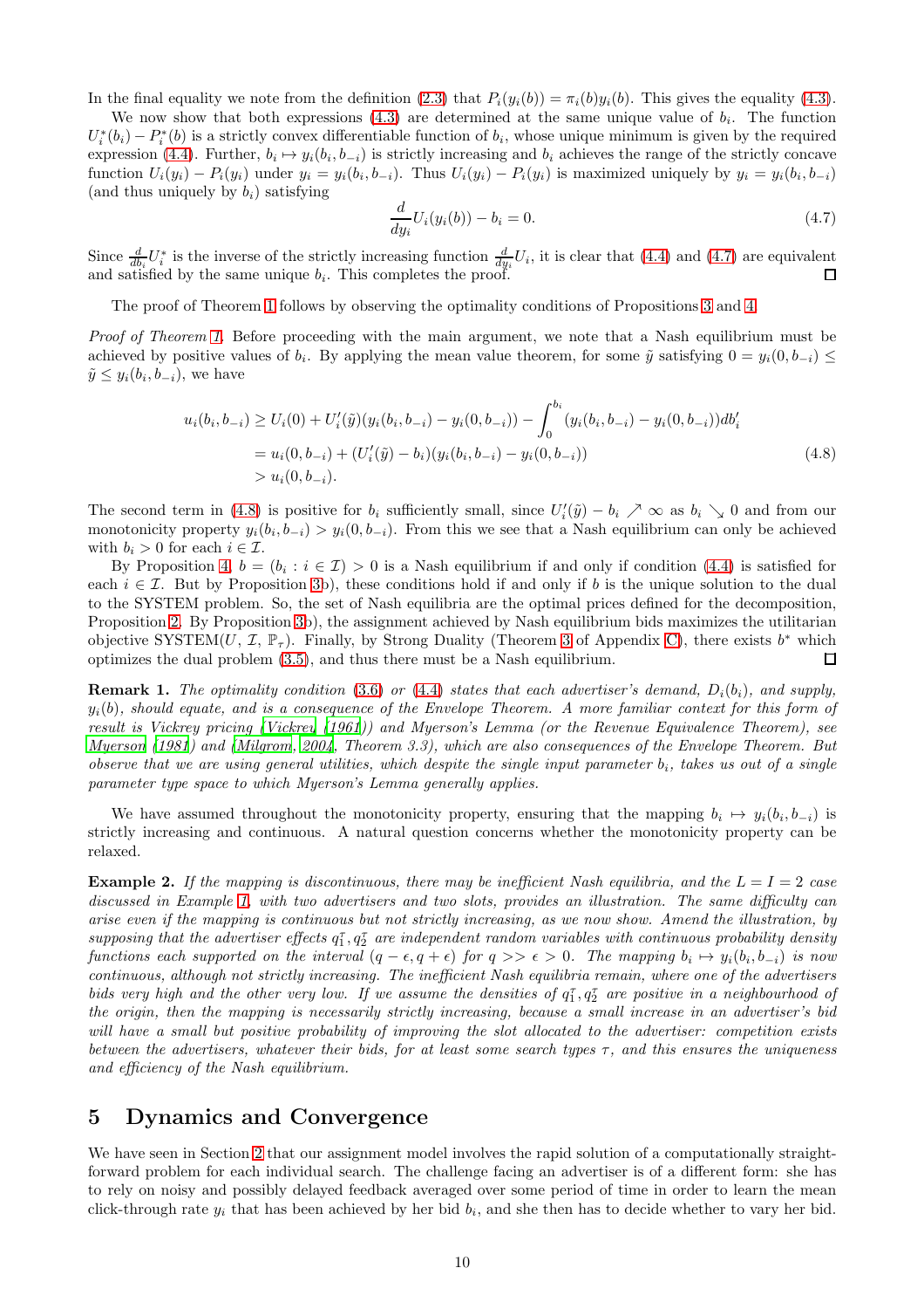In the final equality we note from the definition (2.3) that $P_i(y_i(b)) = \pi_i(b)y_i(b)$. This gives the equality (4.3).

We now show that both expressions (4.3) are determined at the same unique value of $b_i$. The function $U_i^*(b_i) - P_i^*(b)$ is a strictly convex differentiable function of $b_i$, whose unique minimum is given by the required expression (4.4). Further, $b_i \mapsto y_i(b_i, b_{-i})$ is strictly increasing and $b_i$ achieves the range of the strictly concave function $U_i(y_i) - P_i(y_i)$ under $y_i = y_i(b_i, b_{-i})$. Thus $U_i(y_i) - P_i(y_i)$ is maximized uniquely by $y_i = y_i(b_i, b_{-i})$ (and thus uniquely by $b_i$) satisfying

$$\frac{d}{dy_i}U_i(y_i(b)) - b_i = 0. \tag{4.7}$$

Since $\frac{d}{db_i}U_i^*$ is the inverse of the strictly increasing function $\frac{d}{dy_i}U_i$, it is clear that (4.4) and (4.7) are equivalent and satisfied by the same unique $b_i$. This completes the proof. ◻

The proof of Theorem 1 follows by observing the optimality conditions of Propositions 3 and 4.

*Proof of Theorem 1.* Before proceeding with the main argument, we note that a Nash equilibrium must be achieved by positive values of $b_i$. By applying the mean value theorem, for some $\tilde{y}$ satisfying $0 = y_i(0, b_{-i}) \leq \tilde{y} \leq y_i(b_i, b_{-i})$, we have

$$\begin{aligned}
u_i(b_i, b_{-i}) &\geq U_i(0) + U_i'(\tilde{y})(y_i(b_i, b_{-i}) - y_i(0, b_{-i})) - \int_0^{b_i} (y_i(b_i, b_{-i}) - y_i(0, b_{-i}))db_i' \\
&= u_i(0, b_{-i}) + (U_i'(\tilde{y}) - b_i)(y_i(b_i, b_{-i}) - y_i(0, b_{-i})) \\
&> u_i(0, b_{-i}).
\end{aligned} \tag{4.8}$$

The second term in (4.8) is positive for $b_i$ sufficiently small, since $U_i'(\tilde{y}) - b_i \nearrow \infty$ as $b_i \searrow 0$ and from our monotonicity property $y_i(b_i, b_{-i}) > y_i(0, b_{-i})$. From this we see that a Nash equilibrium can only be achieved with $b_i > 0$ for each $i \in \mathcal{I}$.

By Proposition 4, $b = (b_i : i \in \mathcal{I}) > 0$ is a Nash equilibrium if and only if condition (4.4) is satisfied for each $i \in \mathcal{I}$. But by Proposition 3b), these conditions hold if and only if $b$ is the unique solution to the dual to the SYSTEM problem. So, the set of Nash equilibria are the optimal prices defined for the decomposition, Proposition 2. By Proposition 3b), the assignment achieved by Nash equilibrium bids maximizes the utilitarian objective SYSTEM($U$, $\mathcal{I}$, $\mathbb{P}_\tau$). Finally, by Strong Duality (Theorem 3 of Appendix C), there exists $b^*$ which optimizes the dual problem (3.5), and thus there must be a Nash equilibrium. ◻

**Remark 1.** *The optimality condition (3.6) or (4.4) states that each advertiser's demand, $D_i(b_i)$, and supply, $y_i(b)$, should equate, and is a consequence of the Envelope Theorem. A more familiar context for this form of result is Vickrey pricing (Vickrey (1961)) and Myerson's Lemma (or the Revenue Equivalence Theorem), see Myerson (1981) and (Milgrom, 2004, Theorem 3.3), which are also consequences of the Envelope Theorem. But observe that we are using general utilities, which despite the single input parameter $b_i$, takes us out of a single parameter type space to which Myerson's Lemma generally applies.*

We have assumed throughout the monotonicity property, ensuring that the mapping $b_i \mapsto y_i(b_i, b_{-i})$ is strictly increasing and continuous. A natural question concerns whether the monotonicity property can be relaxed.

**Example 2.** *If the mapping is discontinuous, there may be inefficient Nash equilibria, and the $L = I = 2$ case discussed in Example 1, with two advertisers and two slots, provides an illustration. The same difficulty can arise even if the mapping is continuous but not strictly increasing, as we now show. Amend the illustration, by supposing that the advertiser effects $q_1^\tau, q_2^\tau$ are independent random variables with continuous probability density functions each supported on the interval $(q - \epsilon, q + \epsilon)$ for $q >> \epsilon > 0$. The mapping $b_i \mapsto y_i(b_i, b_{-i})$ is now continuous, although not strictly increasing. The inefficient Nash equilibria remain, where one of the advertisers bids very high and the other very low. If we assume the densities of $q_1^\tau, q_2^\tau$ are positive in a neighbourhood of the origin, then the mapping is necessarily strictly increasing, because a small increase in an advertiser's bid will have a small but positive probability of improving the slot allocated to the advertiser: competition exists between the advertisers, whatever their bids, for at least some search types $\tau$, and this ensures the uniqueness and efficiency of the Nash equilibrium.*

## 5 Dynamics and Convergence

We have seen in Section 2 that our assignment model involves the rapid solution of a computationally straightforward problem for each individual search. The challenge facing an advertiser is of a different form: she has to rely on noisy and possibly delayed feedback averaged over some period of time in order to learn the mean click-through rate $y_i$ that has been achieved by her bid $b_i$, and she then has to decide whether to vary her bid.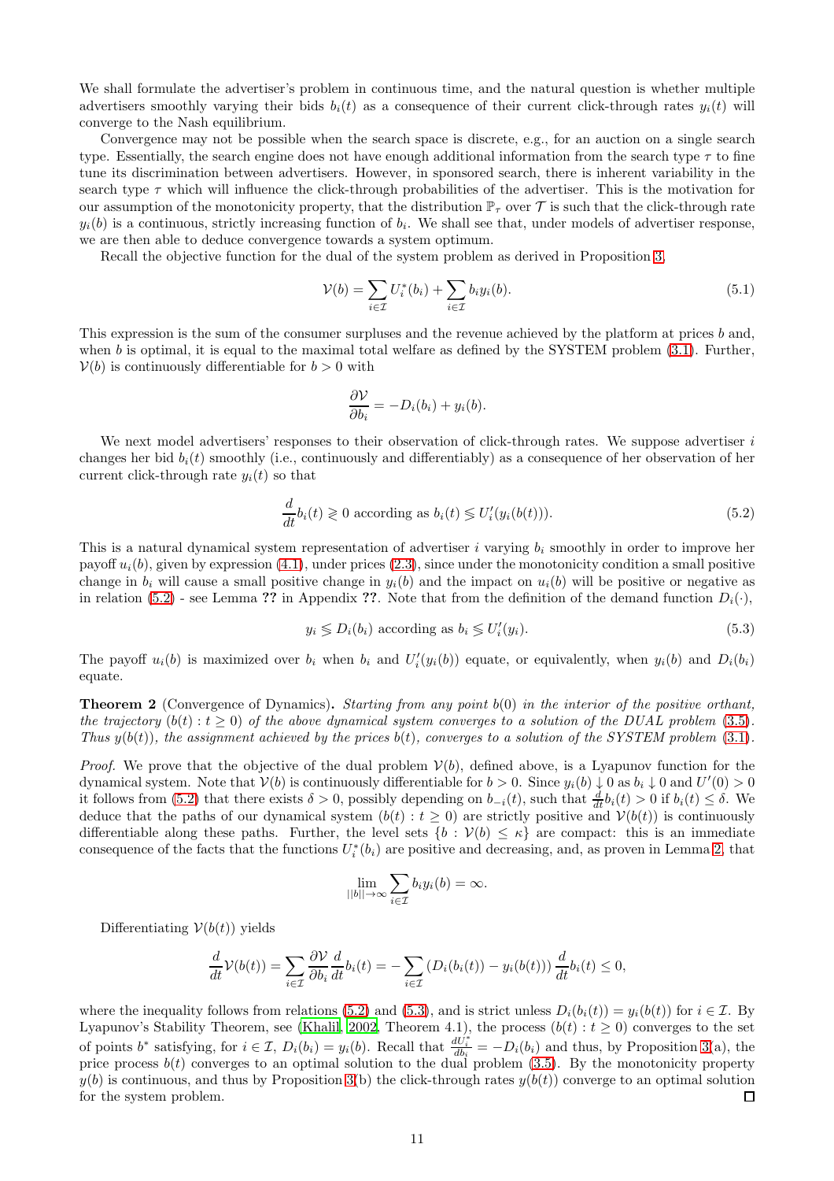We shall formulate the advertiser's problem in continuous time, and the natural question is whether multiple advertisers smoothly varying their bids $b_i(t)$ as a consequence of their current click-through rates $y_i(t)$ will converge to the Nash equilibrium.

Convergence may not be possible when the search space is discrete, e.g., for an auction on a single search type. Essentially, the search engine does not have enough additional information from the search type $\tau$ to fine tune its discrimination between advertisers. However, in sponsored search, there is inherent variability in the search type $\tau$ which will influence the click-through probabilities of the advertiser. This is the motivation for our assumption of the monotonicity property, that the distribution $\mathbb{P}_\tau$ over $\mathcal{T}$ is such that the click-through rate $y_i(b)$ is a continuous, strictly increasing function of $b_i$. We shall see that, under models of advertiser response, we are then able to deduce convergence towards a system optimum.

Recall the objective function for the dual of the system problem as derived in Proposition 3,

$$\mathcal{V}(b) = \sum_{i\in\mathcal{I}} U_i^*(b_i) + \sum_{i\in\mathcal{I}} b_i y_i(b). \tag{5.1}$$

This expression is the sum of the consumer surpluses and the revenue achieved by the platform at prices $b$ and, when $b$ is optimal, it is equal to the maximal total welfare as defined by the SYSTEM problem (3.1). Further, $\mathcal{V}(b)$ is continuously differentiable for $b > 0$ with

$$\frac{\partial \mathcal{V}}{\partial b_i} = -D_i(b_i) + y_i(b).$$

We next model advertisers' responses to their observation of click-through rates. We suppose advertiser $i$ changes her bid $b_i(t)$ smoothly (i.e., continuously and differentiably) as a consequence of her observation of her current click-through rate $y_i(t)$ so that

$$\frac{d}{dt} b_i(t) \gtreqless 0 \text{ according as } b_i(t) \lesseqgtr U_i'(y_i(b(t))). \tag{5.2}$$

This is a natural dynamical system representation of advertiser $i$ varying $b_i$ smoothly in order to improve her payoff $u_i(b)$, given by expression (4.1), under prices (2.3), since under the monotonicity condition a small positive change in $b_i$ will cause a small positive change in $y_i(b)$ and the impact on $u_i(b)$ will be positive or negative as in relation (5.2) - see Lemma **??** in Appendix **??**. Note that from the definition of the demand function $D_i(\cdot)$,

$$y_i \lesseqgtr D_i(b_i) \text{ according as } b_i \lesseqgtr U_i'(y_i). \tag{5.3}$$

The payoff $u_i(b)$ is maximized over $b_i$ when $b_i$ and $U_i'(y_i(b))$ equate, or equivalently, when $y_i(b)$ and $D_i(b_i)$ equate.

**Theorem 2** (Convergence of Dynamics)**.** *Starting from any point $b(0)$ in the interior of the positive orthant, the trajectory $(b(t) : t \geq 0)$ of the above dynamical system converges to a solution of the DUAL problem (3.5). Thus $y(b(t))$, the assignment achieved by the prices $b(t)$, converges to a solution of the SYSTEM problem (3.1).*

*Proof.* We prove that the objective of the dual problem $\mathcal{V}(b)$, defined above, is a Lyapunov function for the dynamical system. Note that $\mathcal{V}(b)$ is continuously differentiable for $b > 0$. Since $y_i(b) \downarrow 0$ as $b_i \downarrow 0$ and $U'(0) > 0$ it follows from (5.2) that there exists $\delta > 0$, possibly depending on $b_{-i}(t)$, such that $\frac{d}{dt} b_i(t) > 0$ if $b_i(t) \leq \delta$. We deduce that the paths of our dynamical system $(b(t) : t \geq 0)$ are strictly positive and $\mathcal{V}(b(t))$ is continuously differentiable along these paths. Further, the level sets $\{b : \mathcal{V}(b) \leq \kappa\}$ are compact: this is an immediate consequence of the facts that the functions $U_i^*(b_i)$ are positive and decreasing, and, as proven in Lemma 2, that

$$\lim_{||b|| \to \infty} \sum_{i\in\mathcal{I}} b_i y_i(b) = \infty.$$

Differentiating $\mathcal{V}(b(t))$ yields

$$\frac{d}{dt}\mathcal{V}(b(t)) = \sum_{i\in\mathcal{I}} \frac{\partial \mathcal{V}}{\partial b_i} \frac{d}{dt} b_i(t) = -\sum_{i\in\mathcal{I}} \left(D_i(b_i(t)) - y_i(b(t))\right) \frac{d}{dt} b_i(t) \leq 0,$$

where the inequality follows from relations (5.2) and (5.3), and is strict unless $D_i(b_i(t)) = y_i(b(t))$ for $i \in \mathcal{I}$. By Lyapunov's Stability Theorem, see (Khalil, 2002, Theorem 4.1), the process $(b(t) : t \geq 0)$ converges to the set of points $b^*$ satisfying, for $i \in \mathcal{I}$, $D_i(b_i) = y_i(b)$. Recall that $\frac{dU_i^*}{db_i} = -D_i(b_i)$ and thus, by Proposition 3(a), the price process $b(t)$ converges to an optimal solution to the dual problem (3.5). By the monotonicity property $y(b)$ is continuous, and thus by Proposition 3(b) the click-through rates $y(b(t))$ converge to an optimal solution for the system problem. $\square$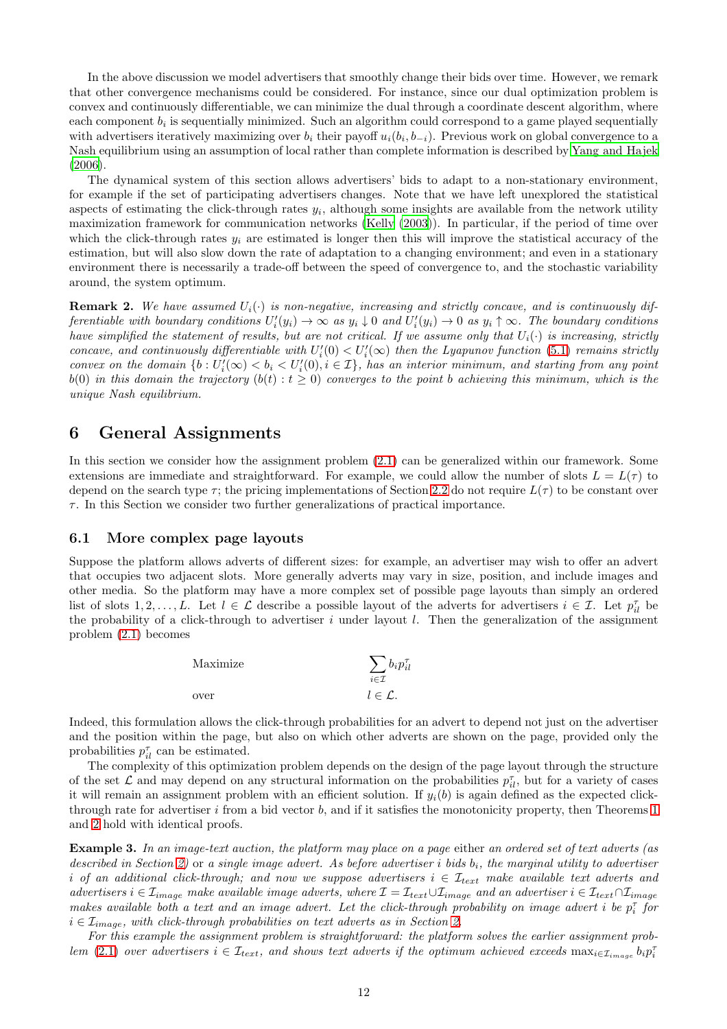In the above discussion we model advertisers that smoothly change their bids over time. However, we remark that other convergence mechanisms could be considered. For instance, since our dual optimization problem is convex and continuously differentiable, we can minimize the dual through a coordinate descent algorithm, where each component $b_i$ is sequentially minimized. Such an algorithm could correspond to a game played sequentially with advertisers iteratively maximizing over $b_i$ their payoff $u_i(b_i, b_{-i})$. Previous work on global convergence to a Nash equilibrium using an assumption of local rather than complete information is described by Yang and Hajek (2006).

The dynamical system of this section allows advertisers' bids to adapt to a non-stationary environment, for example if the set of participating advertisers changes. Note that we have left unexplored the statistical aspects of estimating the click-through rates $y_i$, although some insights are available from the network utility maximization framework for communication networks (Kelly (2003)). In particular, if the period of time over which the click-through rates $y_i$ are estimated is longer then this will improve the statistical accuracy of the estimation, but will also slow down the rate of adaptation to a changing environment; and even in a stationary environment there is necessarily a trade-off between the speed of convergence to, and the stochastic variability around, the system optimum.

**Remark 2.** *We have assumed $U_i(\cdot)$ is non-negative, increasing and strictly concave, and is continuously differentiable with boundary conditions $U_i'(y_i) \to \infty$ as $y_i \downarrow 0$ and $U_i'(y_i) \to 0$ as $y_i \uparrow \infty$. The boundary conditions have simplified the statement of results, but are not critical. If we assume only that $U_i(\cdot)$ is increasing, strictly concave, and continuously differentiable with $U_i'(0) < U_i'(\infty)$ then the Lyapunov function (5.1) remains strictly convex on the domain $\{b : U_i'(\infty) < b_i < U_i'(0), i \in \mathcal{I}\}$, has an interior minimum, and starting from any point $b(0)$ in this domain the trajectory $(b(t) : t \geq 0)$ converges to the point $b$ achieving this minimum, which is the unique Nash equilibrium.*

# 6 General Assignments

In this section we consider how the assignment problem (2.1) can be generalized within our framework. Some extensions are immediate and straightforward. For example, we could allow the number of slots $L = L(\tau)$ to depend on the search type $\tau$; the pricing implementations of Section 2.2 do not require $L(\tau)$ to be constant over $\tau$. In this Section we consider two further generalizations of practical importance.

## 6.1 More complex page layouts

Suppose the platform allows adverts of different sizes: for example, an advertiser may wish to offer an advert that occupies two adjacent slots. More generally adverts may vary in size, position, and include images and other media. So the platform may have a more complex set of possible page layouts than simply an ordered list of slots $1, 2, \ldots, L$. Let $l \in \mathcal{L}$ describe a possible layout of the adverts for advertisers $i \in \mathcal{I}$. Let $p_{il}^\tau$ be the probability of a click-through to advertiser $i$ under layout $l$. Then the generalization of the assignment problem (2.1) becomes

$$\text{Maximize} \quad \sum_{i \in \mathcal{I}} b_i p_{il}^\tau$$
$$\text{over} \quad l \in \mathcal{L}.$$

Indeed, this formulation allows the click-through probabilities for an advert to depend not just on the advertiser and the position within the page, but also on which other adverts are shown on the page, provided only the probabilities $p_{il}^\tau$ can be estimated.

The complexity of this optimization problem depends on the design of the page layout through the structure of the set $\mathcal{L}$ and may depend on any structural information on the probabilities $p_{il}^\tau$, but for a variety of cases it will remain an assignment problem with an efficient solution. If $y_i(b)$ is again defined as the expected click-through rate for advertiser $i$ from a bid vector $b$, and if it satisfies the monotonicity property, then Theorems 1 and 2 hold with identical proofs.

**Example 3.** *In an image-text auction, the platform may place on a page* either *an ordered set of text adverts (as described in Section 2)* or *a single image advert. As before advertiser $i$ bids $b_i$, the marginal utility to advertiser $i$ of an additional click-through; and now we suppose advertisers $i \in \mathcal{I}_{text}$ make available text adverts and advertisers $i \in \mathcal{I}_{image}$ make available image adverts, where $\mathcal{I} = \mathcal{I}_{text} \cup \mathcal{I}_{image}$ and an advertiser $i \in \mathcal{I}_{text} \cap \mathcal{I}_{image}$ makes available both a text and an image advert. Let the click-through probability on image advert $i$ be $p_i^\tau$ for $i \in \mathcal{I}_{image}$, with click-through probabilities on text adverts as in Section 2.*

*For this example the assignment problem is straightforward: the platform solves the earlier assignment problem (2.1) over advertisers $i \in \mathcal{I}_{text}$, and shows text adverts if the optimum achieved exceeds $\max_{i \in \mathcal{I}_{image}} b_i p_i^\tau$*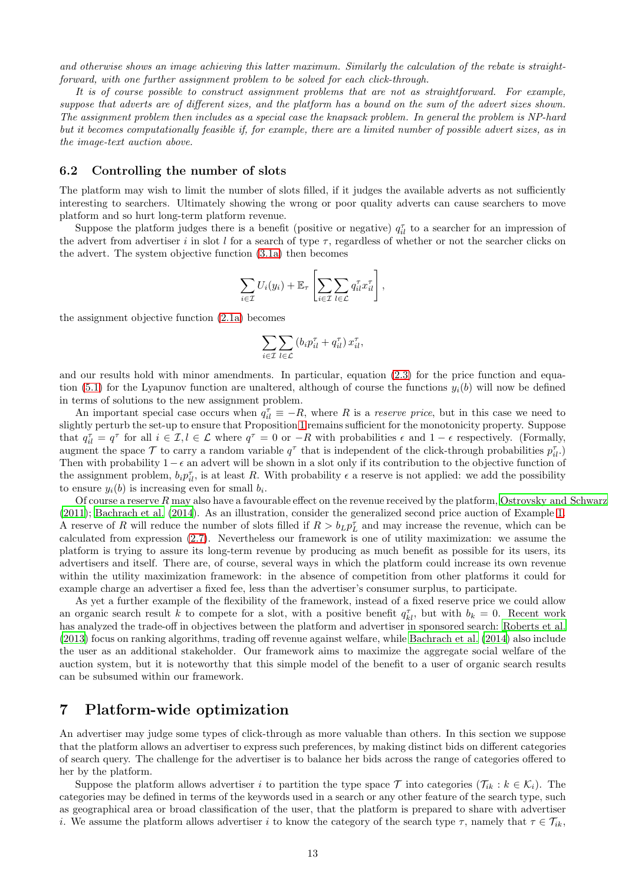*and otherwise shows an image achieving this latter maximum. Similarly the calculation of the rebate is straightforward, with one further assignment problem to be solved for each click-through.*

*It is of course possible to construct assignment problems that are not as straightforward. For example, suppose that adverts are of different sizes, and the platform has a bound on the sum of the advert sizes shown. The assignment problem then includes as a special case the knapsack problem. In general the problem is NP-hard but it becomes computationally feasible if, for example, there are a limited number of possible advert sizes, as in the image-text auction above.*

## 6.2 Controlling the number of slots

The platform may wish to limit the number of slots filled, if it judges the available adverts as not sufficiently interesting to searchers. Ultimately showing the wrong or poor quality adverts can cause searchers to move platform and so hurt long-term platform revenue.

Suppose the platform judges there is a benefit (positive or negative) $q_{il}^{\tau}$ to a searcher for an impression of the advert from advertiser $i$ in slot $l$ for a search of type $\tau$, regardless of whether or not the searcher clicks on the advert. The system objective function (3.1a) then becomes

$$\sum_{i \in \mathcal{I}} U_i(y_i) + \mathbb{E}_{\tau} \left[ \sum_{i \in \mathcal{I}} \sum_{l \in \mathcal{L}} q_{il}^{\tau} x_{il}^{\tau} \right],$$

the assignment objective function (2.1a) becomes

$$\sum_{i \in \mathcal{I}} \sum_{l \in \mathcal{L}} \left( b_i p_{il}^{\tau} + q_{il}^{\tau} \right) x_{il}^{\tau},$$

and our results hold with minor amendments. In particular, equation (2.3) for the price function and equation (5.1) for the Lyapunov function are unaltered, although of course the functions $y_i(b)$ will now be defined in terms of solutions to the new assignment problem.

An important special case occurs when $q_{il}^{\tau} \equiv -R$, where $R$ is a *reserve price*, but in this case we need to slightly perturb the set-up to ensure that Proposition 1 remains sufficient for the monotonicity property. Suppose that $q_{il}^{\tau} = q^{\tau}$ for all $i \in \mathcal{I}, l \in \mathcal{L}$ where $q^{\tau} = 0$ or $-R$ with probabilities $\epsilon$ and $1 - \epsilon$ respectively. (Formally, augment the space $\mathcal{T}$ to carry a random variable $q^{\tau}$ that is independent of the click-through probabilities $p_{il}^{\tau}$.) Then with probability $1 - \epsilon$ an advert will be shown in a slot only if its contribution to the objective function of the assignment problem, $b_i p_{il}^{\tau}$, is at least $R$. With probability $\epsilon$ a reserve is not applied: we add the possibility to ensure $y_i(b)$ is increasing even for small $b_i$.

Of course a reserve $R$ may also have a favourable effect on the revenue received by the platform, Ostrovsky and Schwarz (2011); Bachrach et al. (2014). As an illustration, consider the generalized second price auction of Example 1. A reserve of $R$ will reduce the number of slots filled if $R > b_L p_L^{\tau}$ and may increase the revenue, which can be calculated from expression (2.7). Nevertheless our framework is one of utility maximization: we assume the platform is trying to assure its long-term revenue by producing as much benefit as possible for its users, its advertisers and itself. There are, of course, several ways in which the platform could increase its own revenue within the utility maximization framework: in the absence of competition from other platforms it could for example charge an advertiser a fixed fee, less than the advertiser's consumer surplus, to participate.

As yet a further example of the flexibility of the framework, instead of a fixed reserve price we could allow an organic search result $k$ to compete for a slot, with a positive benefit $q_{kl}^{\tau}$, but with $b_k = 0$. Recent work has analyzed the trade-off in objectives between the platform and advertiser in sponsored search: Roberts et al. (2013) focus on ranking algorithms, trading off revenue against welfare, while Bachrach et al. (2014) also include the user as an additional stakeholder. Our framework aims to maximize the aggregate social welfare of the auction system, but it is noteworthy that this simple model of the benefit to a user of organic search results can be subsumed within our framework.

# 7 Platform-wide optimization

An advertiser may judge some types of click-through as more valuable than others. In this section we suppose that the platform allows an advertiser to express such preferences, by making distinct bids on different categories of search query. The challenge for the advertiser is to balance her bids across the range of categories offered to her by the platform.

Suppose the platform allows advertiser $i$ to partition the type space $\mathcal{T}$ into categories $(\mathcal{T}_{ik} : k \in \mathcal{K}_i)$. The categories may be defined in terms of the keywords used in a search or any other feature of the search type, such as geographical area or broad classification of the user, that the platform is prepared to share with advertiser $i$. We assume the platform allows advertiser $i$ to know the category of the search type $\tau$, namely that $\tau \in \mathcal{T}_{ik}$,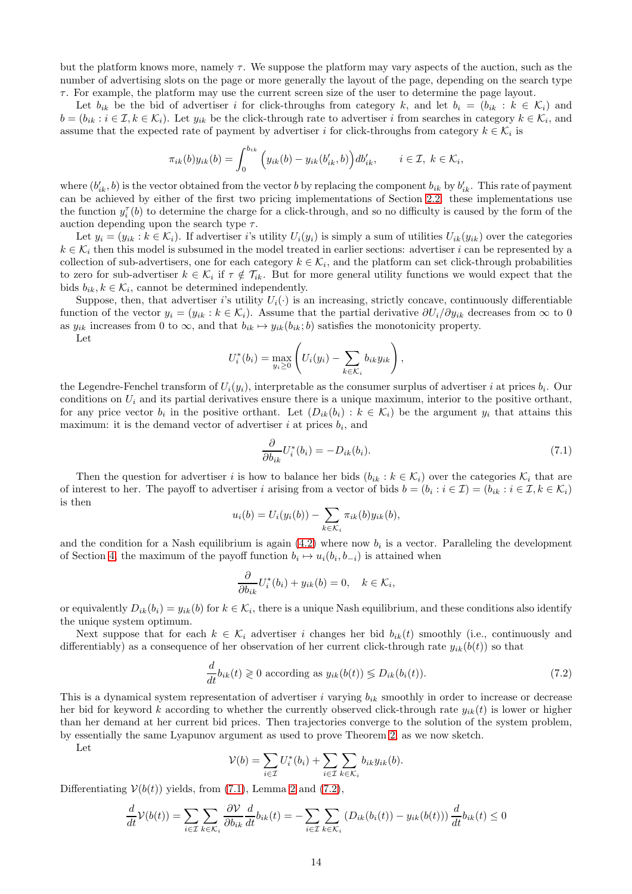but the platform knows more, namely $\tau$. We suppose the platform may vary aspects of the auction, such as the number of advertising slots on the page or more generally the layout of the page, depending on the search type $\tau$. For example, the platform may use the current screen size of the user to determine the page layout.

Let $b_{ik}$ be the bid of advertiser $i$ for click-throughs from category $k$, and let $b_i = (b_{ik} : k \in \mathcal{K}_i)$ and $b = (b_{ik} : i \in \mathcal{I}, k \in \mathcal{K}_i)$. Let $y_{ik}$ be the click-through rate to advertiser $i$ from searches in category $k \in \mathcal{K}_i$, and assume that the expected rate of payment by advertiser $i$ for click-throughs from category $k \in \mathcal{K}_i$ is

$$\pi_{ik}(b) y_{ik}(b) = \int_0^{b_{ik}} \Big( y_{ik}(b) - y_{ik}(b'_{ik}, b) \Big) db'_{ik}, \qquad i \in \mathcal{I},\ k \in \mathcal{K}_i,$$

where $(b'_{ik}, b)$ is the vector obtained from the vector $b$ by replacing the component $b_{ik}$ by $b'_{ik}$. This rate of payment can be achieved by either of the first two pricing implementations of Section 2.2: these implementations use the function $y_i^\tau(b)$ to determine the charge for a click-through, and so no difficulty is caused by the form of the auction depending upon the search type $\tau$.

Let $y_i = (y_{ik} : k \in \mathcal{K}_i)$. If advertiser $i$'s utility $U_i(y_i)$ is simply a sum of utilities $U_{ik}(y_{ik})$ over the categories $k \in \mathcal{K}_i$ then this model is subsumed in the model treated in earlier sections: advertiser $i$ can be represented by a collection of sub-advertisers, one for each category $k \in \mathcal{K}_i$, and the platform can set click-through probabilities to zero for sub-advertiser $k \in \mathcal{K}_i$ if $\tau \notin \mathcal{T}_{ik}$. But for more general utility functions we would expect that the bids $b_{ik}, k \in \mathcal{K}_i$, cannot be determined independently.

Suppose, then, that advertiser $i$'s utility $U_i(\cdot)$ is an increasing, strictly concave, continuously differentiable function of the vector $y_i = (y_{ik} : k \in \mathcal{K}_i)$. Assume that the partial derivative $\partial U_i / \partial y_{ik}$ decreases from $\infty$ to 0 as $y_{ik}$ increases from 0 to $\infty$, and that $b_{ik} \mapsto y_{ik}(b_{ik}; b)$ satisfies the monotonicity property.

Let

$$U_i^*(b_i) = \max_{y_i \geq 0} \left( U_i(y_i) - \sum_{k \in \mathcal{K}_i} b_{ik} y_{ik} \right),$$

the Legendre-Fenchel transform of $U_i(y_i)$, interpretable as the consumer surplus of advertiser $i$ at prices $b_i$. Our conditions on $U_i$ and its partial derivatives ensure there is a unique maximum, interior to the positive orthant, for any price vector $b_i$ in the positive orthant. Let $(D_{ik}(b_i) : k \in \mathcal{K}_i)$ be the argument $y_i$ that attains this maximum: it is the demand vector of advertiser $i$ at prices $b_i$, and

$$\frac{\partial}{\partial b_{ik}} U_i^*(b_i) = -D_{ik}(b_i). \tag{7.1}$$

Then the question for advertiser $i$ is how to balance her bids $(b_{ik} : k \in \mathcal{K}_i)$ over the categories $\mathcal{K}_i$ that are of interest to her. The payoff to advertiser $i$ arising from a vector of bids $b = (b_i : i \in \mathcal{I}) = (b_{ik} : i \in \mathcal{I}, k \in \mathcal{K}_i)$ is then

$$u_i(b) = U_i(y_i(b)) - \sum_{k \in \mathcal{K}_i} \pi_{ik}(b) y_{ik}(b),$$

and the condition for a Nash equilibrium is again (4.2) where now $b_i$ is a vector. Paralleling the development of Section 4, the maximum of the payoff function $b_i \mapsto u_i(b_i, b_{-i})$ is attained when

$$\frac{\partial}{\partial b_{ik}} U_i^*(b_i) + y_{ik}(b) = 0, \quad k \in \mathcal{K}_i,$$

or equivalently $D_{ik}(b_i) = y_{ik}(b)$ for $k \in \mathcal{K}_i$, there is a unique Nash equilibrium, and these conditions also identify the unique system optimum.

Next suppose that for each $k \in \mathcal{K}_i$ advertiser $i$ changes her bid $b_{ik}(t)$ smoothly (i.e., continuously and differentiably) as a consequence of her observation of her current click-through rate $y_{ik}(b(t))$ so that

$$\frac{d}{dt} b_{ik}(t) \gtrless 0 \text{ according as } y_{ik}(b(t)) \lessgtr D_{ik}(b_i(t)). \tag{7.2}$$

This is a dynamical system representation of advertiser $i$ varying $b_{ik}$ smoothly in order to increase or decrease her bid for keyword $k$ according to whether the currently observed click-through rate $y_{ik}(t)$ is lower or higher than her demand at her current bid prices. Then trajectories converge to the solution of the system problem, by essentially the same Lyapunov argument as used to prove Theorem 2, as we now sketch.

Let

$$\mathcal{V}(b) = \sum_{i \in \mathcal{I}} U_i^*(b_i) + \sum_{i \in \mathcal{I}} \sum_{k \in \mathcal{K}_i} b_{ik} y_{ik}(b).$$

Differentiating $\mathcal{V}(b(t))$ yields, from (7.1), Lemma 2 and (7.2),

$$\frac{d}{dt} \mathcal{V}(b(t)) = \sum_{i \in \mathcal{I}} \sum_{k \in \mathcal{K}_i} \frac{\partial \mathcal{V}}{\partial b_{ik}} \frac{d}{dt} b_{ik}(t) = - \sum_{i \in \mathcal{I}} \sum_{k \in \mathcal{K}_i} \left( D_{ik}(b_i(t)) - y_{ik}(b(t)) \right) \frac{d}{dt} b_{ik}(t) \leq 0$$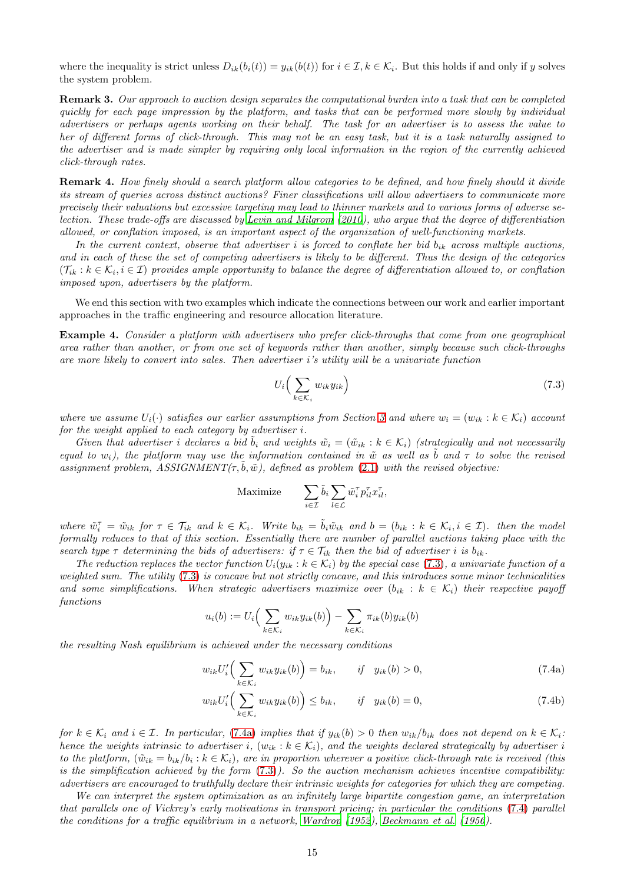where the inequality is strict unless $D_{ik}(b_i(t)) = y_{ik}(b(t))$ for $i \in \mathcal{I}, k \in \mathcal{K}_i$. But this holds if and only if $y$ solves the system problem.

**Remark 3.** *Our approach to auction design separates the computational burden into a task that can be completed quickly for each page impression by the platform, and tasks that can be performed more slowly by individual advertisers or perhaps agents working on their behalf. The task for an advertiser is to assess the value to her of different forms of click-through. This may not be an easy task, but it is a task naturally assigned to the advertiser and is made simpler by requiring only local information in the region of the currently achieved click-through rates.*

**Remark 4.** *How finely should a search platform allow categories to be defined, and how finely should it divide its stream of queries across distinct auctions? Finer classifications will allow advertisers to communicate more precisely their valuations but excessive targeting may lead to thinner markets and to various forms of adverse selection. These trade-offs are discussed by Levin and Milgrom (2010), who argue that the degree of differentiation allowed, or conflation imposed, is an important aspect of the organization of well-functioning markets.*

*In the current context, observe that advertiser $i$ is forced to conflate her bid $b_{ik}$ across multiple auctions, and in each of these the set of competing advertisers is likely to be different. Thus the design of the categories $(\mathcal{T}_{ik} : k \in \mathcal{K}_i, i \in \mathcal{I})$ provides ample opportunity to balance the degree of differentiation allowed to, or conflation imposed upon, advertisers by the platform.*

We end this section with two examples which indicate the connections between our work and earlier important approaches in the traffic engineering and resource allocation literature.

**Example 4.** *Consider a platform with advertisers who prefer click-throughs that come from one geographical area rather than another, or from one set of keywords rather than another, simply because such click-throughs are more likely to convert into sales. Then advertiser $i$'s utility will be a univariate function*

$$U_i\Big(\sum_{k\in\mathcal{K}_i} w_{ik} y_{ik}\Big) \tag{7.3}$$

*where we assume $U_i(\cdot)$ satisfies our earlier assumptions from Section 3 and where $w_i = (w_{ik} : k \in \mathcal{K}_i)$ account for the weight applied to each category by advertiser $i$.*

*Given that advertiser $i$ declares a bid $\tilde{b}_i$ and weights $\tilde{w}_i = (\tilde{w}_{ik} : k \in \mathcal{K}_i)$ (strategically and not necessarily equal to $w_i$), the platform may use the information contained in $\tilde{w}$ as well as $\tilde{b}$ and $\tau$ to solve the revised assignment problem, ASSIGNMENT($\tau, \tilde{b}, \tilde{w}$), defined as problem (2.1) with the revised objective:*

$$\text{Maximize} \qquad \sum_{i\in\mathcal{I}} \tilde{b}_i \sum_{l\in\mathcal{L}} \tilde{w}_i^\tau p_{il}^\tau x_{il}^\tau,$$

*where $\tilde{w}_i^\tau = \tilde{w}_{ik}$ for $\tau \in \mathcal{T}_{ik}$ and $k \in \mathcal{K}_i$. Write $b_{ik} = \tilde{b}_i \tilde{w}_{ik}$ and $b = (b_{ik} : k \in \mathcal{K}_i, i \in \mathcal{I})$. then the model formally reduces to that of this section. Essentially there are number of parallel auctions taking place with the search type $\tau$ determining the bids of advertisers: if $\tau \in \mathcal{T}_{ik}$ then the bid of advertiser $i$ is $b_{ik}$.*

*The reduction replaces the vector function $U_i(y_{ik} : k \in \mathcal{K}_i)$ by the special case (7.3), a univariate function of a weighted sum. The utility (7.3) is concave but not strictly concave, and this introduces some minor technicalities and some simplifications. When strategic advertisers maximize over $(b_{ik} : k \in \mathcal{K}_i)$ their respective payoff functions*

$$u_i(b) := U_i\Big(\sum_{k\in\mathcal{K}_i} w_{ik} y_{ik}(b)\Big) - \sum_{k\in\mathcal{K}_i} \pi_{ik}(b) y_{ik}(b)$$

*the resulting Nash equilibrium is achieved under the necessary conditions*

$$w_{ik} U_i'\Big(\sum_{k\in\mathcal{K}_i} w_{ik} y_{ik}(b)\Big) = b_{ik}, \qquad \text{if} \quad y_{ik}(b) > 0, \tag{7.4a}$$

$$w_{ik} U_i'\Big(\sum_{k\in\mathcal{K}_i} w_{ik} y_{ik}(b)\Big) \le b_{ik}, \qquad \text{if} \quad y_{ik}(b) = 0, \tag{7.4b}$$

*for $k \in \mathcal{K}_i$ and $i \in \mathcal{I}$. In particular, (7.4a) implies that if $y_{ik}(b) > 0$ then $w_{ik}/b_{ik}$ does not depend on $k \in \mathcal{K}_i$: hence the weights intrinsic to advertiser $i$, $(w_{ik} : k \in \mathcal{K}_i)$, and the weights declared strategically by advertiser $i$ to the platform, $(\tilde{w}_{ik} = b_{ik}/b_i : k \in \mathcal{K}_i)$, are in proportion wherever a positive click-through rate is received (this is the simplification achieved by the form (7.3)). So the auction mechanism achieves incentive compatibility: advertisers are encouraged to truthfully declare their intrinsic weights for categories for which they are competing.*

*We can interpret the system optimization as an infinitely large bipartite congestion game, an interpretation that parallels one of Vickrey's early motivations in transport pricing; in particular the conditions (7.4) parallel the conditions for a traffic equilibrium in a network, Wardrop (1952), Beckmann et al. (1956).*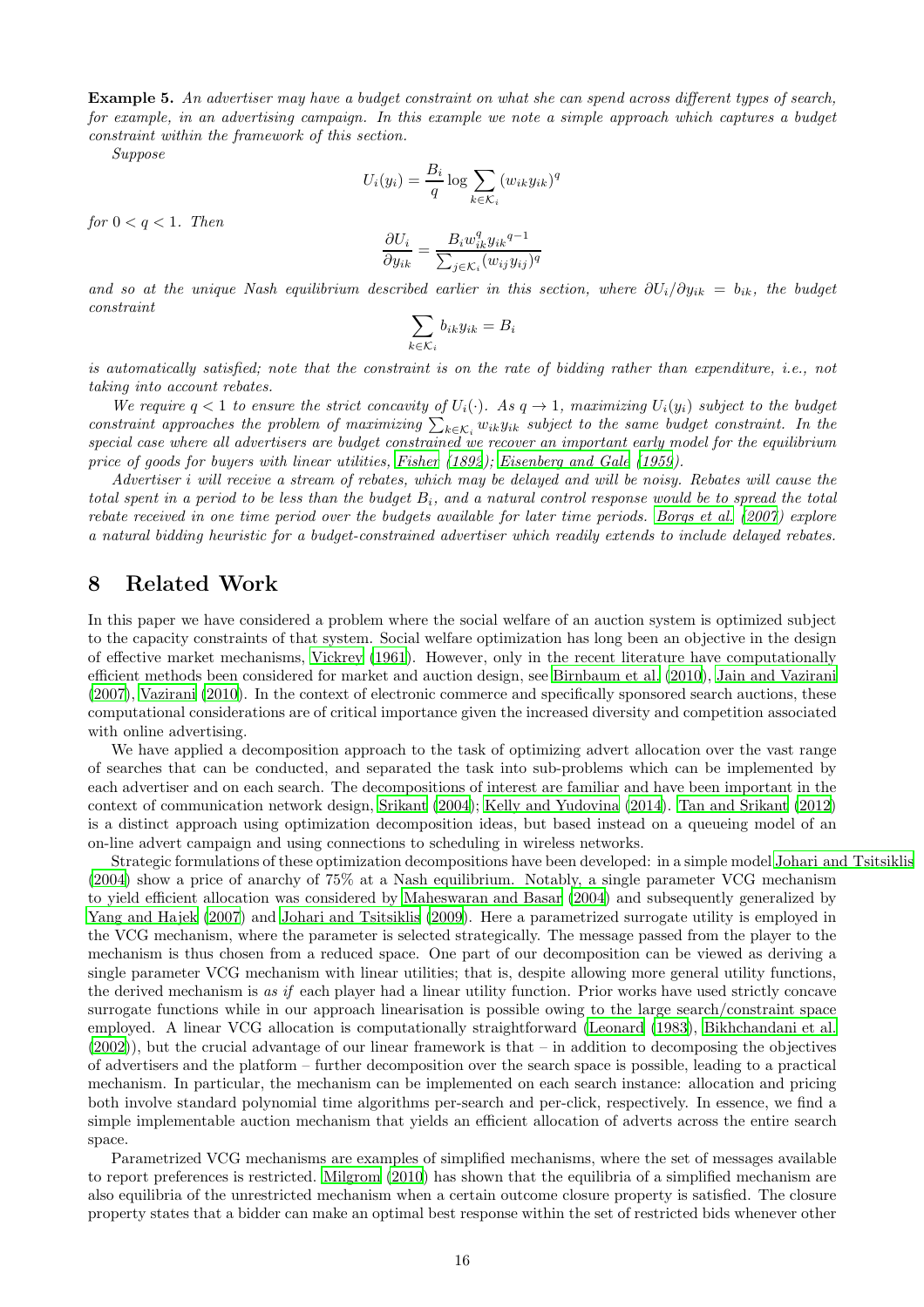**Example 5.** *An advertiser may have a budget constraint on what she can spend across different types of search, for example, in an advertising campaign. In this example we note a simple approach which captures a budget constraint within the framework of this section.*

*Suppose*

$$U_i(y_i) = \frac{B_i}{q} \log \sum_{k \in \mathcal{K}_i} (w_{ik} y_{ik})^q$$

*for* $0 < q < 1$*. Then*

$$\frac{\partial U_i}{\partial y_{ik}} = \frac{B_i w_{ik}^q {y_{ik}}^{q-1}}{\sum_{j \in \mathcal{K}_i} (w_{ij} y_{ij})^q}$$

*and so at the unique Nash equilibrium described earlier in this section, where* $\partial U_i / \partial y_{ik} = b_{ik}$*, the budget constraint*

$$\sum_{k \in \mathcal{K}_i} b_{ik} y_{ik} = B_i$$

*is automatically satisfied; note that the constraint is on the rate of bidding rather than expenditure, i.e., not taking into account rebates.*

*We require* $q < 1$ *to ensure the strict concavity of* $U_i(\cdot)$*. As* $q \to 1$*, maximizing* $U_i(y_i)$ *subject to the budget constraint approaches the problem of maximizing* $\sum_{k \in \mathcal{K}_i} w_{ik} y_{ik}$ *subject to the same budget constraint. In the special case where all advertisers are budget constrained we recover an important early model for the equilibrium price of goods for buyers with linear utilities, Fisher (1892); Eisenberg and Gale (1959).*

*Advertiser i will receive a stream of rebates, which may be delayed and will be noisy. Rebates will cause the total spent in a period to be less than the budget* $B_i$*, and a natural control response would be to spread the total rebate received in one time period over the budgets available for later time periods. Borgs et al. (2007) explore a natural bidding heuristic for a budget-constrained advertiser which readily extends to include delayed rebates.*

# 8 Related Work

In this paper we have considered a problem where the social welfare of an auction system is optimized subject to the capacity constraints of that system. Social welfare optimization has long been an objective in the design of effective market mechanisms, Vickrey (1961). However, only in the recent literature have computationally efficient methods been considered for market and auction design, see Birnbaum et al. (2010), Jain and Vazirani (2007), Vazirani (2010). In the context of electronic commerce and specifically sponsored search auctions, these computational considerations are of critical importance given the increased diversity and competition associated with online advertising.

We have applied a decomposition approach to the task of optimizing advert allocation over the vast range of searches that can be conducted, and separated the task into sub-problems which can be implemented by each advertiser and on each search. The decompositions of interest are familiar and have been important in the context of communication network design, Srikant (2004); Kelly and Yudovina (2014). Tan and Srikant (2012) is a distinct approach using optimization decomposition ideas, but based instead on a queueing model of an on-line advert campaign and using connections to scheduling in wireless networks.

Strategic formulations of these optimization decompositions have been developed: in a simple model Johari and Tsitsiklis (2004) show a price of anarchy of 75% at a Nash equilibrium. Notably, a single parameter VCG mechanism to yield efficient allocation was considered by Maheswaran and Basar (2004) and subsequently generalized by Yang and Hajek (2007) and Johari and Tsitsiklis (2009). Here a parametrized surrogate utility is employed in the VCG mechanism, where the parameter is selected strategically. The message passed from the player to the mechanism is thus chosen from a reduced space. One part of our decomposition can be viewed as deriving a single parameter VCG mechanism with linear utilities; that is, despite allowing more general utility functions, the derived mechanism is *as if* each player had a linear utility function. Prior works have used strictly concave surrogate functions while in our approach linearisation is possible owing to the large search/constraint space employed. A linear VCG allocation is computationally straightforward (Leonard (1983), Bikhchandani et al. (2002)), but the crucial advantage of our linear framework is that – in addition to decomposing the objectives of advertisers and the platform – further decomposition over the search space is possible, leading to a practical mechanism. In particular, the mechanism can be implemented on each search instance: allocation and pricing both involve standard polynomial time algorithms per-search and per-click, respectively. In essence, we find a simple implementable auction mechanism that yields an efficient allocation of adverts across the entire search space.

Parametrized VCG mechanisms are examples of simplified mechanisms, where the set of messages available to report preferences is restricted. Milgrom (2010) has shown that the equilibria of a simplified mechanism are also equilibria of the unrestricted mechanism when a certain outcome closure property is satisfied. The closure property states that a bidder can make an optimal best response within the set of restricted bids whenever other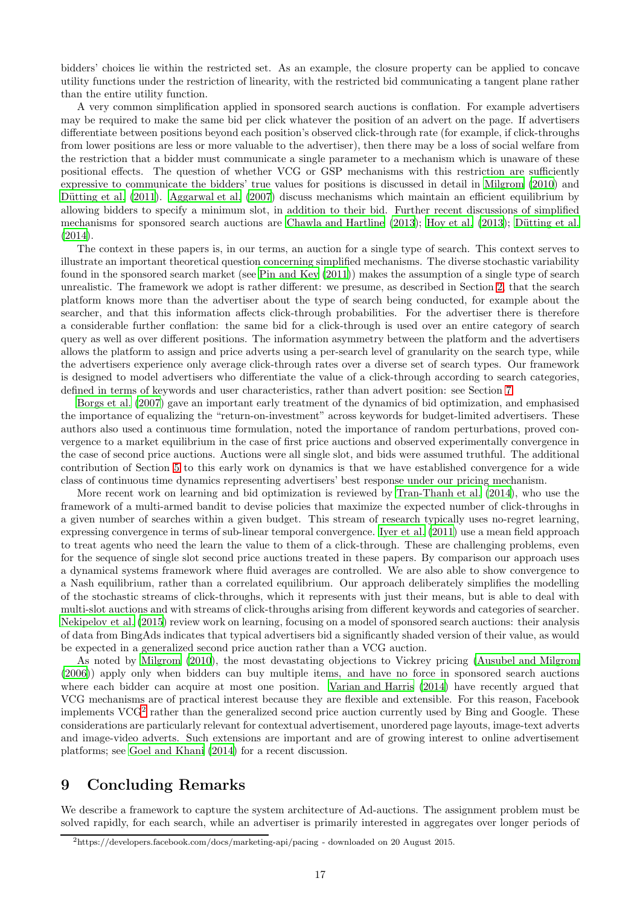bidders' choices lie within the restricted set. As an example, the closure property can be applied to concave utility functions under the restriction of linearity, with the restricted bid communicating a tangent plane rather than the entire utility function.

A very common simplification applied in sponsored search auctions is conflation. For example advertisers may be required to make the same bid per click whatever the position of an advert on the page. If advertisers differentiate between positions beyond each position's observed click-through rate (for example, if click-throughs from lower positions are less or more valuable to the advertiser), then there may be a loss of social welfare from the restriction that a bidder must communicate a single parameter to a mechanism which is unaware of these positional effects. The question of whether VCG or GSP mechanisms with this restriction are sufficiently expressive to communicate the bidders' true values for positions is discussed in detail in Milgrom (2010) and Dütting et al. (2011). Aggarwal et al. (2007) discuss mechanisms which maintain an efficient equilibrium by allowing bidders to specify a minimum slot, in addition to their bid. Further recent discussions of simplified mechanisms for sponsored search auctions are Chawla and Hartline (2013); Hoy et al. (2013); Dütting et al. (2014).

The context in these papers is, in our terms, an auction for a single type of search. This context serves to illustrate an important theoretical question concerning simplified mechanisms. The diverse stochastic variability found in the sponsored search market (see Pin and Key (2011)) makes the assumption of a single type of search unrealistic. The framework we adopt is rather different: we presume, as described in Section 2, that the search platform knows more than the advertiser about the type of search being conducted, for example about the searcher, and that this information affects click-through probabilities. For the advertiser there is therefore a considerable further conflation: the same bid for a click-through is used over an entire category of search query as well as over different positions. The information asymmetry between the platform and the advertisers allows the platform to assign and price adverts using a per-search level of granularity on the search type, while the advertisers experience only average click-through rates over a diverse set of search types. Our framework is designed to model advertisers who differentiate the value of a click-through according to search categories, defined in terms of keywords and user characteristics, rather than advert position: see Section 7.

Borgs et al. (2007) gave an important early treatment of the dynamics of bid optimization, and emphasised the importance of equalizing the "return-on-investment" across keywords for budget-limited advertisers. These authors also used a continuous time formulation, noted the importance of random perturbations, proved convergence to a market equilibrium in the case of first price auctions and observed experimentally convergence in the case of second price auctions. Auctions were all single slot, and bids were assumed truthful. The additional contribution of Section 5 to this early work on dynamics is that we have established convergence for a wide class of continuous time dynamics representing advertisers' best response under our pricing mechanism.

More recent work on learning and bid optimization is reviewed by Tran-Thanh et al. (2014), who use the framework of a multi-armed bandit to devise policies that maximize the expected number of click-throughs in a given number of searches within a given budget. This stream of research typically uses no-regret learning, expressing convergence in terms of sub-linear temporal convergence. Iyer et al. (2011) use a mean field approach to treat agents who need the learn the value to them of a click-through. These are challenging problems, even for the sequence of single slot second price auctions treated in these papers. By comparison our approach uses a dynamical systems framework where fluid averages are controlled. We are also able to show convergence to a Nash equilibrium, rather than a correlated equilibrium. Our approach deliberately simplifies the modelling of the stochastic streams of click-throughs, which it represents with just their means, but is able to deal with multi-slot auctions and with streams of click-throughs arising from different keywords and categories of searcher. Nekipelov et al. (2015) review work on learning, focusing on a model of sponsored search auctions: their analysis of data from BingAds indicates that typical advertisers bid a significantly shaded version of their value, as would be expected in a generalized second price auction rather than a VCG auction.

As noted by Milgrom (2010), the most devastating objections to Vickrey pricing (Ausubel and Milgrom (2006)) apply only when bidders can buy multiple items, and have no force in sponsored search auctions where each bidder can acquire at most one position. Varian and Harris (2014) have recently argued that VCG mechanisms are of practical interest because they are flexible and extensible. For this reason, Facebook implements VCG[2] rather than the generalized second price auction currently used by Bing and Google. These considerations are particularly relevant for contextual advertisement, unordered page layouts, image-text adverts and image-video adverts. Such extensions are important and are of growing interest to online advertisement platforms; see Goel and Khani (2014) for a recent discussion.

# 9 Concluding Remarks

We describe a framework to capture the system architecture of Ad-auctions. The assignment problem must be solved rapidly, for each search, while an advertiser is primarily interested in aggregates over longer periods of

[2] https://developers.facebook.com/docs/marketing-api/pacing - downloaded on 20 August 2015.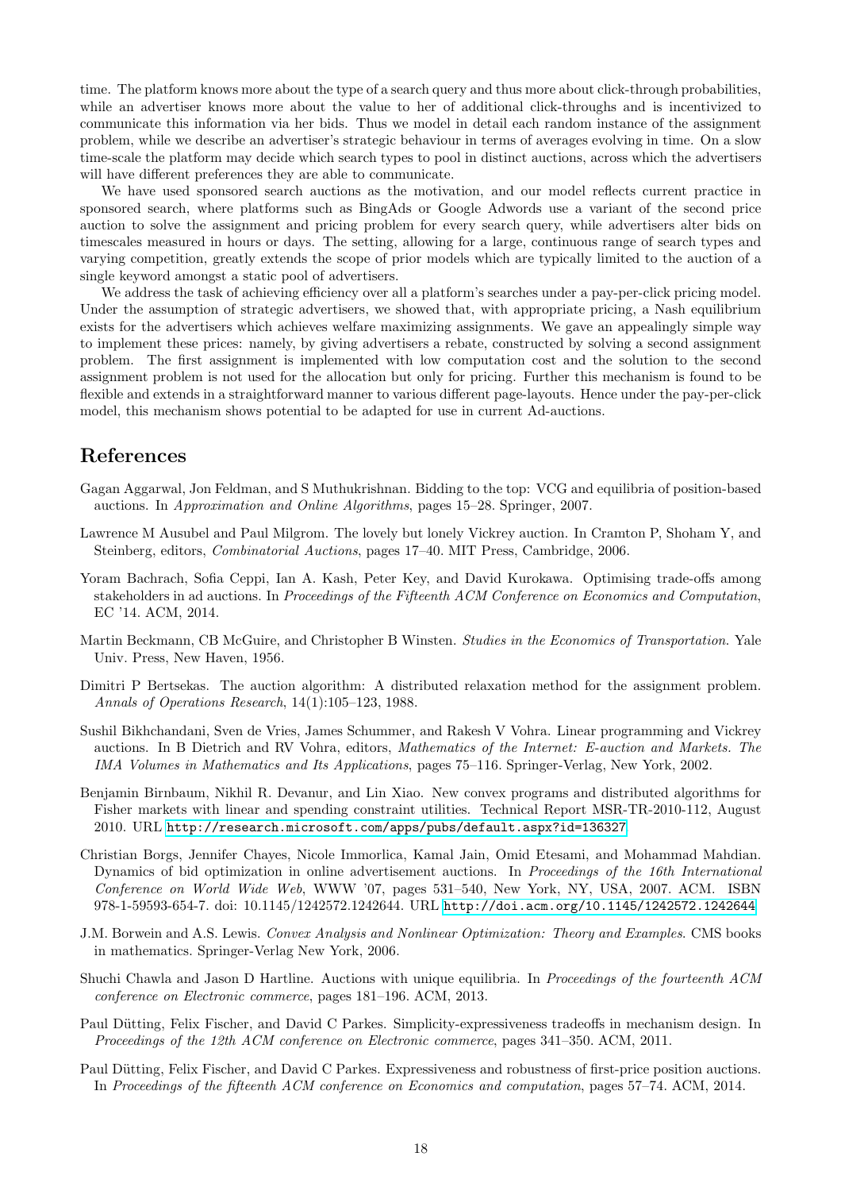time. The platform knows more about the type of a search query and thus more about click-through probabilities, while an advertiser knows more about the value to her of additional click-throughs and is incentivized to communicate this information via her bids. Thus we model in detail each random instance of the assignment problem, while we describe an advertiser's strategic behaviour in terms of averages evolving in time. On a slow time-scale the platform may decide which search types to pool in distinct auctions, across which the advertisers will have different preferences they are able to communicate.

We have used sponsored search auctions as the motivation, and our model reflects current practice in sponsored search, where platforms such as BingAds or Google Adwords use a variant of the second price auction to solve the assignment and pricing problem for every search query, while advertisers alter bids on timescales measured in hours or days. The setting, allowing for a large, continuous range of search types and varying competition, greatly extends the scope of prior models which are typically limited to the auction of a single keyword amongst a static pool of advertisers.

We address the task of achieving efficiency over all a platform's searches under a pay-per-click pricing model. Under the assumption of strategic advertisers, we showed that, with appropriate pricing, a Nash equilibrium exists for the advertisers which achieves welfare maximizing assignments. We gave an appealingly simple way to implement these prices: namely, by giving advertisers a rebate, constructed by solving a second assignment problem. The first assignment is implemented with low computation cost and the solution to the second assignment problem is not used for the allocation but only for pricing. Further this mechanism is found to be flexible and extends in a straightforward manner to various different page-layouts. Hence under the pay-per-click model, this mechanism shows potential to be adapted for use in current Ad-auctions.

# References

Gagan Aggarwal, Jon Feldman, and S Muthukrishnan. Bidding to the top: VCG and equilibria of position-based auctions. In *Approximation and Online Algorithms*, pages 15–28. Springer, 2007.

Lawrence M Ausubel and Paul Milgrom. The lovely but lonely Vickrey auction. In Cramton P, Shoham Y, and Steinberg, editors, *Combinatorial Auctions*, pages 17–40. MIT Press, Cambridge, 2006.

Yoram Bachrach, Sofia Ceppi, Ian A. Kash, Peter Key, and David Kurokawa. Optimising trade-offs among stakeholders in ad auctions. In *Proceedings of the Fifteenth ACM Conference on Economics and Computation*, EC '14. ACM, 2014.

Martin Beckmann, CB McGuire, and Christopher B Winsten. *Studies in the Economics of Transportation*. Yale Univ. Press, New Haven, 1956.

Dimitri P Bertsekas. The auction algorithm: A distributed relaxation method for the assignment problem. *Annals of Operations Research*, 14(1):105–123, 1988.

Sushil Bikhchandani, Sven de Vries, James Schummer, and Rakesh V Vohra. Linear programming and Vickrey auctions. In B Dietrich and RV Vohra, editors, *Mathematics of the Internet: E-auction and Markets. The IMA Volumes in Mathematics and Its Applications*, pages 75–116. Springer-Verlag, New York, 2002.

Benjamin Birnbaum, Nikhil R. Devanur, and Lin Xiao. New convex programs and distributed algorithms for Fisher markets with linear and spending constraint utilities. Technical Report MSR-TR-2010-112, August 2010. URL http://research.microsoft.com/apps/pubs/default.aspx?id=136327.

Christian Borgs, Jennifer Chayes, Nicole Immorlica, Kamal Jain, Omid Etesami, and Mohammad Mahdian. Dynamics of bid optimization in online advertisement auctions. In *Proceedings of the 16th International Conference on World Wide Web*, WWW '07, pages 531–540, New York, NY, USA, 2007. ACM. ISBN 978-1-59593-654-7. doi: 10.1145/1242572.1242644. URL http://doi.acm.org/10.1145/1242572.1242644.

J.M. Borwein and A.S. Lewis. *Convex Analysis and Nonlinear Optimization: Theory and Examples*. CMS books in mathematics. Springer-Verlag New York, 2006.

Shuchi Chawla and Jason D Hartline. Auctions with unique equilibria. In *Proceedings of the fourteenth ACM conference on Electronic commerce*, pages 181–196. ACM, 2013.

Paul Dütting, Felix Fischer, and David C Parkes. Simplicity-expressiveness tradeoffs in mechanism design. In *Proceedings of the 12th ACM conference on Electronic commerce*, pages 341–350. ACM, 2011.

Paul Dütting, Felix Fischer, and David C Parkes. Expressiveness and robustness of first-price position auctions. In *Proceedings of the fifteenth ACM conference on Economics and computation*, pages 57–74. ACM, 2014.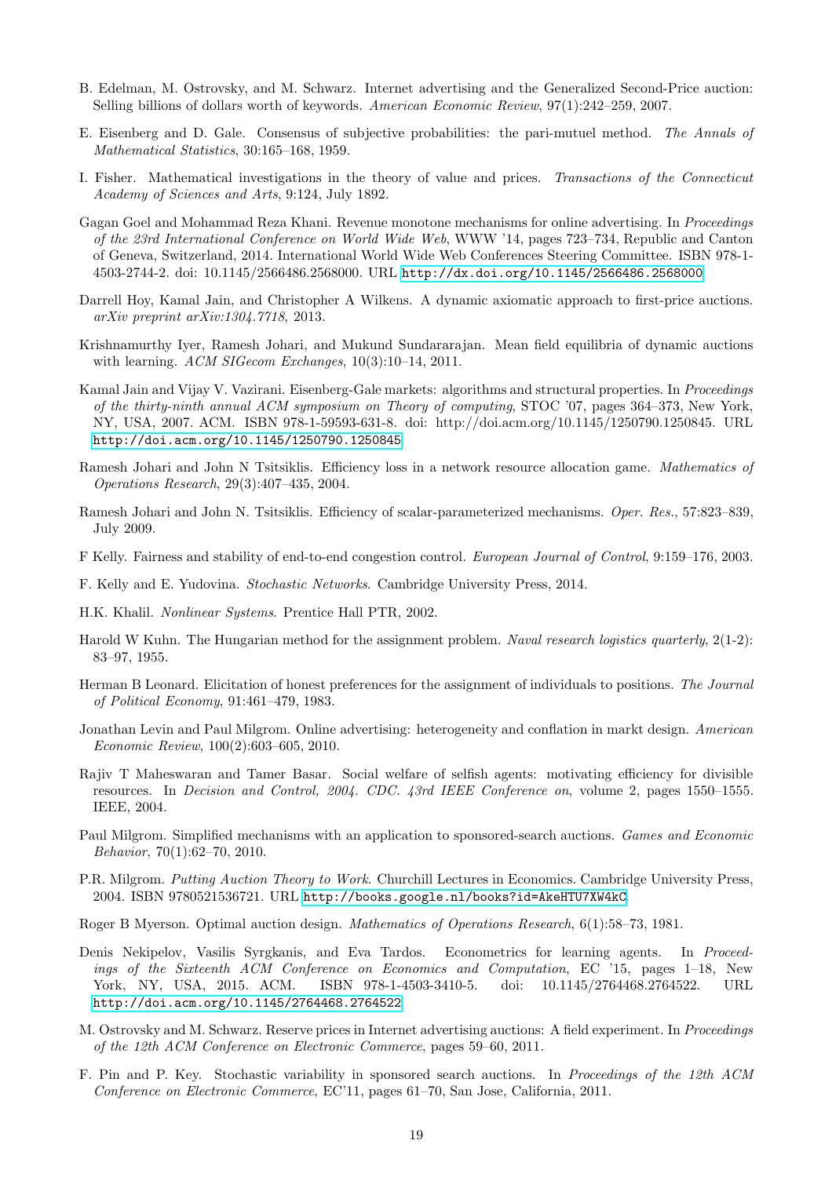B. Edelman, M. Ostrovsky, and M. Schwarz. Internet advertising and the Generalized Second-Price auction: Selling billions of dollars worth of keywords. *American Economic Review*, 97(1):242–259, 2007.

E. Eisenberg and D. Gale. Consensus of subjective probabilities: the pari-mutuel method. *The Annals of Mathematical Statistics*, 30:165–168, 1959.

I. Fisher. Mathematical investigations in the theory of value and prices. *Transactions of the Connecticut Academy of Sciences and Arts*, 9:124, July 1892.

Gagan Goel and Mohammad Reza Khani. Revenue monotone mechanisms for online advertising. In *Proceedings of the 23rd International Conference on World Wide Web*, WWW '14, pages 723–734, Republic and Canton of Geneva, Switzerland, 2014. International World Wide Web Conferences Steering Committee. ISBN 978-1-4503-2744-2. doi: 10.1145/2566486.2568000. URL http://dx.doi.org/10.1145/2566486.2568000.

Darrell Hoy, Kamal Jain, and Christopher A Wilkens. A dynamic axiomatic approach to first-price auctions. *arXiv preprint arXiv:1304.7718*, 2013.

Krishnamurthy Iyer, Ramesh Johari, and Mukund Sundararajan. Mean field equilibria of dynamic auctions with learning. *ACM SIGecom Exchanges*, 10(3):10–14, 2011.

Kamal Jain and Vijay V. Vazirani. Eisenberg-Gale markets: algorithms and structural properties. In *Proceedings of the thirty-ninth annual ACM symposium on Theory of computing*, STOC '07, pages 364–373, New York, NY, USA, 2007. ACM. ISBN 978-1-59593-631-8. doi: http://doi.acm.org/10.1145/1250790.1250845. URL http://doi.acm.org/10.1145/1250790.1250845.

Ramesh Johari and John N Tsitsiklis. Efficiency loss in a network resource allocation game. *Mathematics of Operations Research*, 29(3):407–435, 2004.

Ramesh Johari and John N. Tsitsiklis. Efficiency of scalar-parameterized mechanisms. *Oper. Res.*, 57:823–839, July 2009.

F Kelly. Fairness and stability of end-to-end congestion control. *European Journal of Control*, 9:159–176, 2003.

F. Kelly and E. Yudovina. *Stochastic Networks*. Cambridge University Press, 2014.

H.K. Khalil. *Nonlinear Systems*. Prentice Hall PTR, 2002.

Harold W Kuhn. The Hungarian method for the assignment problem. *Naval research logistics quarterly*, 2(1-2): 83–97, 1955.

Herman B Leonard. Elicitation of honest preferences for the assignment of individuals to positions. *The Journal of Political Economy*, 91:461–479, 1983.

Jonathan Levin and Paul Milgrom. Online advertising: heterogeneity and conflation in markt design. *American Economic Review*, 100(2):603–605, 2010.

Rajiv T Maheswaran and Tamer Basar. Social welfare of selfish agents: motivating efficiency for divisible resources. In *Decision and Control, 2004. CDC. 43rd IEEE Conference on*, volume 2, pages 1550–1555. IEEE, 2004.

Paul Milgrom. Simplified mechanisms with an application to sponsored-search auctions. *Games and Economic Behavior*, 70(1):62–70, 2010.

P.R. Milgrom. *Putting Auction Theory to Work*. Churchill Lectures in Economics. Cambridge University Press, 2004. ISBN 9780521536721. URL http://books.google.nl/books?id=AkeHTU7XW4kC.

Roger B Myerson. Optimal auction design. *Mathematics of Operations Research*, 6(1):58–73, 1981.

Denis Nekipelov, Vasilis Syrgkanis, and Eva Tardos. Econometrics for learning agents. In *Proceedings of the Sixteenth ACM Conference on Economics and Computation*, EC '15, pages 1–18, New York, NY, USA, 2015. ACM. ISBN 978-1-4503-3410-5. doi: 10.1145/2764468.2764522. URL http://doi.acm.org/10.1145/2764468.2764522.

M. Ostrovsky and M. Schwarz. Reserve prices in Internet advertising auctions: A field experiment. In *Proceedings of the 12th ACM Conference on Electronic Commerce*, pages 59–60, 2011.

F. Pin and P. Key. Stochastic variability in sponsored search auctions. In *Proceedings of the 12th ACM Conference on Electronic Commerce*, EC'11, pages 61–70, San Jose, California, 2011.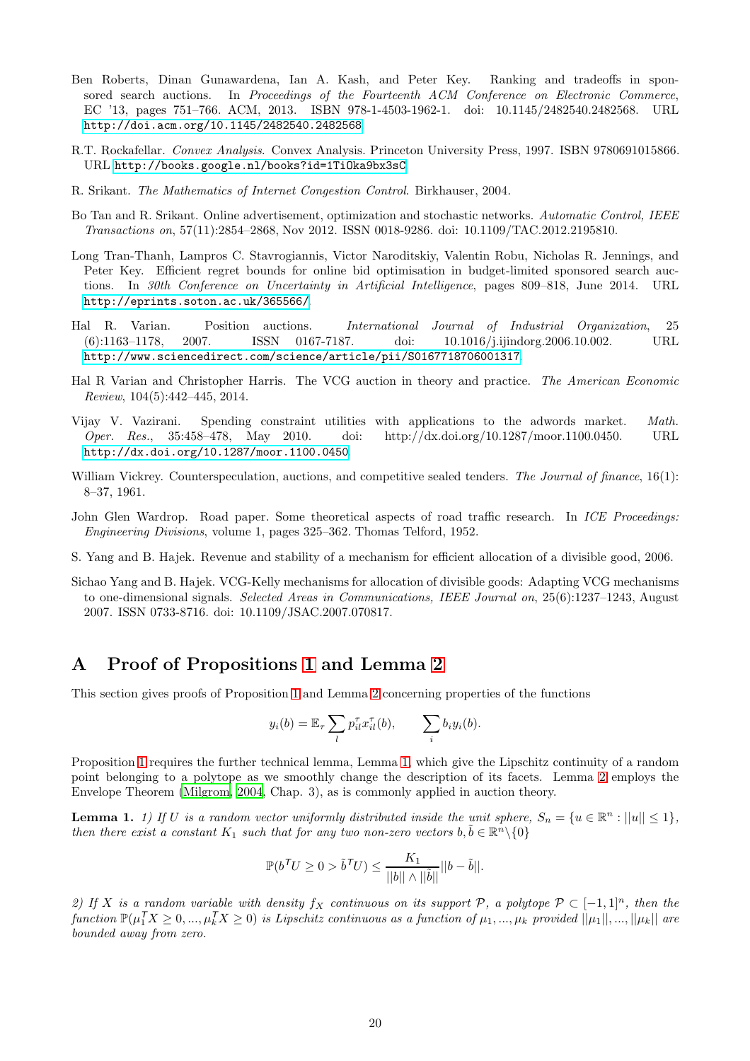Ben Roberts, Dinan Gunawardena, Ian A. Kash, and Peter Key. Ranking and tradeoffs in sponsored search auctions. In *Proceedings of the Fourteenth ACM Conference on Electronic Commerce*, EC '13, pages 751–766. ACM, 2013. ISBN 978-1-4503-1962-1. doi: 10.1145/2482540.2482568. URL http://doi.acm.org/10.1145/2482540.2482568.

R.T. Rockafellar. *Convex Analysis*. Convex Analysis. Princeton University Press, 1997. ISBN 9780691015866. URL http://books.google.nl/books?id=1TiOka9bx3sC.

R. Srikant. *The Mathematics of Internet Congestion Control*. Birkhauser, 2004.

Bo Tan and R. Srikant. Online advertisement, optimization and stochastic networks. *Automatic Control, IEEE Transactions on*, 57(11):2854–2868, Nov 2012. ISSN 0018-9286. doi: 10.1109/TAC.2012.2195810.

Long Tran-Thanh, Lampros C. Stavrogiannis, Victor Naroditskiy, Valentin Robu, Nicholas R. Jennings, and Peter Key. Efficient regret bounds for online bid optimisation in budget-limited sponsored search auctions. In *30th Conference on Uncertainty in Artificial Intelligence*, pages 809–818, June 2014. URL http://eprints.soton.ac.uk/365566/.

Hal R. Varian. Position auctions. *International Journal of Industrial Organization*, 25 (6):1163–1178, 2007. ISSN 0167-7187. doi: 10.1016/j.ijindorg.2006.10.002. URL http://www.sciencedirect.com/science/article/pii/S0167718706001317.

Hal R Varian and Christopher Harris. The VCG auction in theory and practice. *The American Economic Review*, 104(5):442–445, 2014.

Vijay V. Vazirani. Spending constraint utilities with applications to the adwords market. *Math. Oper. Res.*, 35:458–478, May 2010. doi: http://dx.doi.org/10.1287/moor.1100.0450. URL http://dx.doi.org/10.1287/moor.1100.0450.

William Vickrey. Counterspeculation, auctions, and competitive sealed tenders. *The Journal of finance*, 16(1): 8–37, 1961.

John Glen Wardrop. Road paper. Some theoretical aspects of road traffic research. In *ICE Proceedings: Engineering Divisions*, volume 1, pages 325–362. Thomas Telford, 1952.

S. Yang and B. Hajek. Revenue and stability of a mechanism for efficient allocation of a divisible good, 2006.

Sichao Yang and B. Hajek. VCG-Kelly mechanisms for allocation of divisible goods: Adapting VCG mechanisms to one-dimensional signals. *Selected Areas in Communications, IEEE Journal on*, 25(6):1237–1243, August 2007. ISSN 0733-8716. doi: 10.1109/JSAC.2007.070817.

# A Proof of Propositions 1 and Lemma 2

This section gives proofs of Proposition 1 and Lemma 2 concerning properties of the functions

$$y_i(b) = \mathbb{E}_\tau \sum_l p^\tau_{il} x^\tau_{il}(b), \qquad \sum_i b_i y_i(b).$$

Proposition 1 requires the further technical lemma, Lemma 1, which give the Lipschitz continuity of a random point belonging to a polytope as we smoothly change the description of its facets. Lemma 2 employs the Envelope Theorem (Milgrom, 2004, Chap. 3), as is commonly applied in auction theory.

**Lemma 1.** *1) If $U$ is a random vector uniformly distributed inside the unit sphere, $S_n = \{u \in \mathbb{R}^n : ||u|| \leq 1\}$, then there exist a constant $K_1$ such that for any two non-zero vectors $b, \tilde{b} \in \mathbb{R}^n \backslash \{0\}$*

$$\mathbb{P}(b^\intercal U \geq 0 > \tilde{b}^\intercal U) \leq \frac{K_1}{||b|| \wedge ||\tilde{b}||} ||b - \tilde{b}||.$$

*2) If $X$ is a random variable with density $f_X$ continuous on its support $\mathcal{P}$, a polytope $\mathcal{P} \subset [-1, 1]^n$, then the function $\mathbb{P}(\mu_1^\intercal X \geq 0, ..., \mu_k^\intercal X \geq 0)$ is Lipschitz continuous as a function of $\mu_1, ..., \mu_k$ provided $||\mu_1||, ..., ||\mu_k||$ are bounded away from zero.*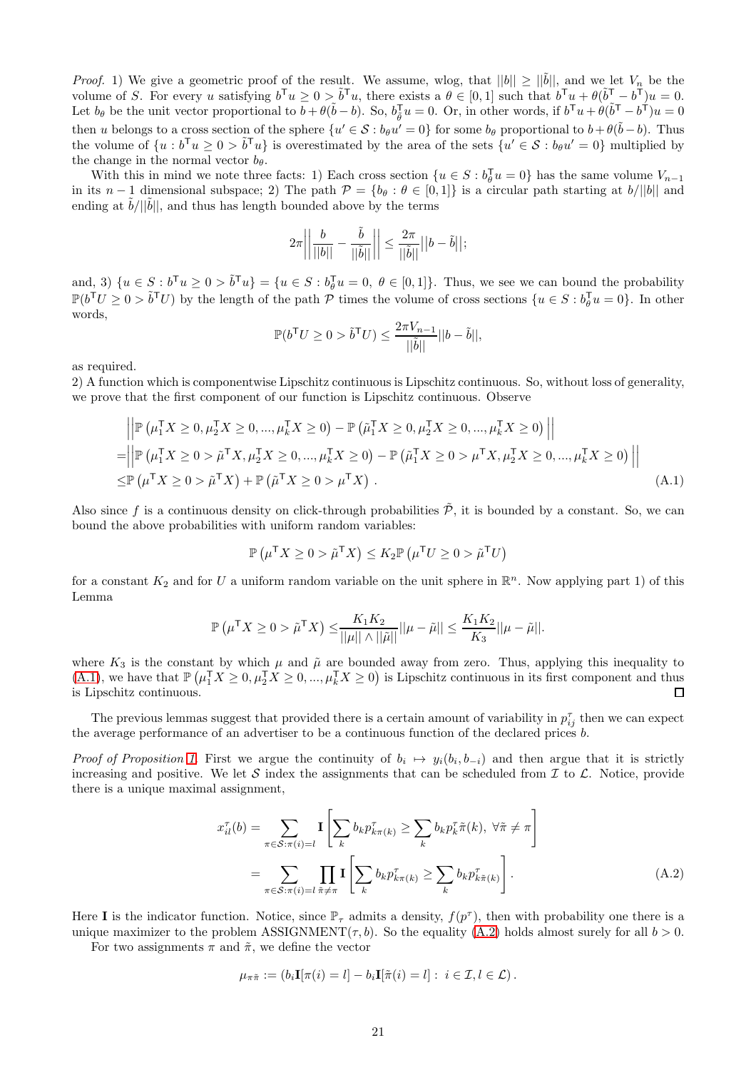*Proof.* 1) We give a geometric proof of the result. We assume, wlog, that $||b|| \geq ||\tilde{b}||$, and we let $V_n$ be the volume of $S$. For every $u$ satisfying $b^\mathsf{T} u \geq 0 > \tilde{b}^\mathsf{T} u$, there exists a $\theta \in [0,1]$ such that $b^\mathsf{T} u + \theta(\tilde{b}^\mathsf{T} - b^\mathsf{T})u = 0$. Let $b_\theta$ be the unit vector proportional to $b + \theta(\tilde{b} - b)$. So, $b_\theta^\mathsf{T} u = 0$. Or, in other words, if $b^\mathsf{T} u + \theta(\tilde{b}^\mathsf{T} - b^\mathsf{T})u = 0$ then $u$ belongs to a cross section of the sphere $\{u' \in \mathcal{S} : b_\theta u' = 0\}$ for some $b_\theta$ proportional to $b + \theta(\tilde{b} - b)$. Thus the volume of $\{u : b^\mathsf{T} u \geq 0 > \tilde{b}^\mathsf{T} u\}$ is overestimated by the area of the sets $\{u' \in \mathcal{S} : b_\theta u' = 0\}$ multiplied by the change in the normal vector $b_\theta$.

With this in mind we note three facts: 1) Each cross section $\{u \in S : b_\theta^\mathsf{T} u = 0\}$ has the same volume $V_{n-1}$ in its $n-1$ dimensional subspace; 2) The path $\mathcal{P} = \{b_\theta : \theta \in [0,1]\}$ is a circular path starting at $b/||b||$ and ending at $\tilde{b}/||\tilde{b}||$, and thus has length bounded above by the terms

$$2\pi \left|\left| \frac{b}{||b||} - \frac{\tilde{b}}{||\tilde{b}||} \right|\right| \leq \frac{2\pi}{||\tilde{b}||} ||b - \tilde{b}||;$$

and, 3) $\{u \in S : b^\mathsf{T} u \geq 0 > \tilde{b}^\mathsf{T} u\} = \{u \in S : b_\theta^\mathsf{T} u = 0,\ \theta \in [0,1]\}$. Thus, we see we can bound the probability $\mathbb{P}(b^\mathsf{T} U \geq 0 > \tilde{b}^\mathsf{T} U)$ by the length of the path $\mathcal{P}$ times the volume of cross sections $\{u \in S : b_\theta^\mathsf{T} u = 0\}$. In other words,

$$\mathbb{P}(b^\mathsf{T} U \geq 0 > \tilde{b}^\mathsf{T} U) \leq \frac{2\pi V_{n-1}}{||\tilde{b}||} ||b - \tilde{b}||,$$

as required.

2) A function which is componentwise Lipschitz continuous is Lipschitz continuous. So, without loss of generality, we prove that the first component of our function is Lipschitz continuous. Observe

$$\begin{aligned}
&\left|\left| \mathbb{P}\left(\mu_1^\mathsf{T} X \geq 0, \mu_2^\mathsf{T} X \geq 0, ..., \mu_k^\mathsf{T} X \geq 0\right) - \mathbb{P}\left(\tilde{\mu}_1^\mathsf{T} X \geq 0, \mu_2^\mathsf{T} X \geq 0, ..., \mu_k^\mathsf{T} X \geq 0\right) \right|\right| \\
=& \left|\left| \mathbb{P}\left(\mu_1^\mathsf{T} X \geq 0 > \tilde{\mu}^\mathsf{T} X, \mu_2^\mathsf{T} X \geq 0, ..., \mu_k^\mathsf{T} X \geq 0\right) - \mathbb{P}\left(\tilde{\mu}_1^\mathsf{T} X \geq 0 > \mu^\mathsf{T} X, \mu_2^\mathsf{T} X \geq 0, ..., \mu_k^\mathsf{T} X \geq 0\right) \right|\right| \\
\leq& \mathbb{P}\left(\mu^\mathsf{T} X \geq 0 > \tilde{\mu}^\mathsf{T} X\right) + \mathbb{P}\left(\tilde{\mu}^\mathsf{T} X \geq 0 > \mu^\mathsf{T} X\right). \qquad \text{(A.1)}
\end{aligned}$$

Also since $f$ is a continuous density on click-through probabilities $\tilde{\mathcal{P}}$, it is bounded by a constant. So, we can bound the above probabilities with uniform random variables:

$$\mathbb{P}\left(\mu^\mathsf{T} X \geq 0 > \tilde{\mu}^\mathsf{T} X\right) \leq K_2 \mathbb{P}\left(\mu^\mathsf{T} U \geq 0 > \tilde{\mu}^\mathsf{T} U\right)$$

for a constant $K_2$ and for $U$ a uniform random variable on the unit sphere in $\mathbb{R}^n$. Now applying part 1) of this Lemma

$$\mathbb{P}\left(\mu^\mathsf{T} X \geq 0 > \tilde{\mu}^\mathsf{T} X\right) \leq \frac{K_1 K_2}{||\mu|| \wedge ||\tilde{\mu}||} ||\mu - \tilde{\mu}|| \leq \frac{K_1 K_2}{K_3} ||\mu - \tilde{\mu}||.$$

where $K_3$ is the constant by which $\mu$ and $\tilde{\mu}$ are bounded away from zero. Thus, applying this inequality to (A.1), we have that $\mathbb{P}\left(\mu_1^\mathsf{T} X \geq 0, \mu_2^\mathsf{T} X \geq 0, ..., \mu_k^\mathsf{T} X \geq 0\right)$ is Lipschitz continuous in its first component and thus is Lipschitz continuous. ◻

The previous lemmas suggest that provided there is a certain amount of variability in $p_{ij}^\tau$ then we can expect the average performance of an advertiser to be a continuous function of the declared prices $b$.

*Proof of Proposition 1.* First we argue the continuity of $b_i \mapsto y_i(b_i, b_{-i})$ and then argue that it is strictly increasing and positive. We let $\mathcal{S}$ index the assignments that can be scheduled from $\mathcal{I}$ to $\mathcal{L}$. Notice, provide there is a unique maximal assignment,

$$\begin{aligned}
x_{il}^\tau(b) &= \sum_{\pi \in \mathcal{S}: \pi(i) = l} \mathbf{I}\left[\sum_k b_k p_{k\pi(k)}^\tau \geq \sum_k b_k p_k^\tau \tilde{\pi}(k),\ \forall \tilde{\pi} \neq \pi\right] \\
&= \sum_{\pi \in \mathcal{S}: \pi(i) = l} \prod_{\tilde{\pi} \neq \pi} \mathbf{I}\left[\sum_k b_k p_{k\pi(k)}^\tau \geq \sum_k b_k p_{k\tilde{\pi}(k)}^\tau\right]. \qquad \text{(A.2)}
\end{aligned}$$

Here $\mathbf{I}$ is the indicator function. Notice, since $\mathbb{P}_\tau$ admits a density, $f(p^\tau)$, then with probability one there is a unique maximizer to the problem ASSIGNMENT$(\tau, b)$. So the equality (A.2) holds almost surely for all $b > 0$.

For two assignments $\pi$ and $\tilde{\pi}$, we define the vector

$$\mu_{\pi\tilde{\pi}} := \left(b_i \mathbf{I}[\pi(i) = l] - b_i \mathbf{I}[\tilde{\pi}(i) = l] : \ i \in \mathcal{I}, l \in \mathcal{L}\right).$$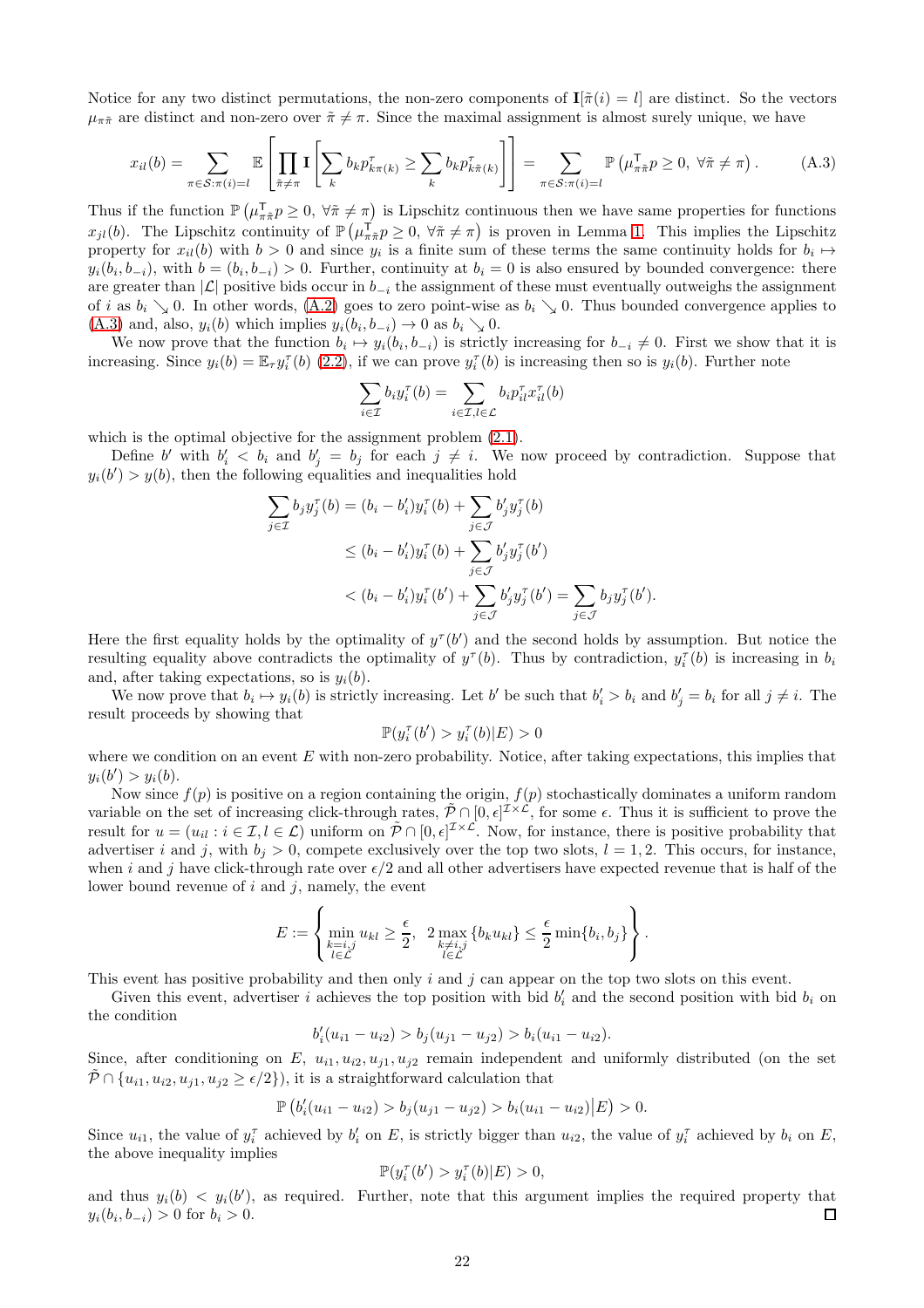Notice for any two distinct permutations, the non-zero components of $\mathbf{I}[\tilde{\pi}(i) = l]$ are distinct. So the vectors $\mu_{\pi\tilde{\pi}}$ are distinct and non-zero over $\tilde{\pi} \neq \pi$. Since the maximal assignment is almost surely unique, we have

$$x_{il}(b) = \sum_{\pi \in \mathcal{S}:\pi(i)=l} \mathbb{E}\left[ \prod_{\tilde{\pi} \neq \pi} \mathbf{I}\left[ \sum_k b_k p^{\tau}_{k\pi(k)} \geq \sum_k b_k p^{\tau}_{k\tilde{\pi}(k)} \right] \right] = \sum_{\pi \in \mathcal{S}:\pi(i)=l} \mathbb{P}\left( \mu^{\mathsf{T}}_{\pi\tilde{\pi}} p \geq 0,\ \forall \tilde{\pi} \neq \pi \right). \tag{A.3}$$

Thus if the function $\mathbb{P}\left( \mu^{\mathsf{T}}_{\pi\tilde{\pi}} p \geq 0,\ \forall \tilde{\pi} \neq \pi \right)$ is Lipschitz continuous then we have same properties for functions $x_{jl}(b)$. The Lipschitz continuity of $\mathbb{P}\left( \mu^{\mathsf{T}}_{\pi\tilde{\pi}} p \geq 0,\ \forall \tilde{\pi} \neq \pi \right)$ is proven in Lemma 1. This implies the Lipschitz property for $x_{il}(b)$ with $b > 0$ and since $y_i$ is a finite sum of these terms the same continuity holds for $b_i \mapsto y_i(b_i, b_{-i})$, with $b = (b_i, b_{-i}) > 0$. Further, continuity at $b_i = 0$ is also ensured by bounded convergence: there are greater than $|\mathcal{L}|$ positive bids occur in $b_{-i}$ the assignment of these must eventually outweighs the assignment of $i$ as $b_i \searrow 0$. In other words, (A.2) goes to zero point-wise as $b_i \searrow 0$. Thus bounded convergence applies to (A.3) and, also, $y_i(b)$ which implies $y_i(b_i, b_{-i}) \to 0$ as $b_i \searrow 0$.

We now prove that the function $b_i \mapsto y_i(b_i, b_{-i})$ is strictly increasing for $b_{-i} \neq 0$. First we show that it is increasing. Since $y_i(b) = \mathbb{E}_\tau y^\tau_i(b)$ (2.2), if we can prove $y^\tau_i(b)$ is increasing then so is $y_i(b)$. Further note

$$\sum_{i \in \mathcal{I}} b_i y^\tau_i(b) = \sum_{i \in \mathcal{I}, l \in \mathcal{L}} b_i p^\tau_{il} x^\tau_{il}(b)$$

which is the optimal objective for the assignment problem (2.1).

Define $b'$ with $b'_i < b_i$ and $b'_j = b_j$ for each $j \neq i$. We now proceed by contradiction. Suppose that $y_i(b') > y(b)$, then the following equalities and inequalities hold

$$\begin{aligned}
\sum_{j \in \mathcal{I}} b_j y^\tau_j(b) &= (b_i - b'_i) y^\tau_i(b) + \sum_{j \in \mathcal{J}} b'_j y^\tau_j(b) \\
&\leq (b_i - b'_i) y^\tau_i(b) + \sum_{j \in \mathcal{J}} b'_j y^\tau_j(b') \\
&< (b_i - b'_i) y^\tau_i(b') + \sum_{j \in \mathcal{J}} b'_j y^\tau_j(b') = \sum_{j \in \mathcal{J}} b_j y^\tau_j(b').
\end{aligned}$$

Here the first equality holds by the optimality of $y^\tau(b')$ and the second holds by assumption. But notice the resulting equality above contradicts the optimality of $y^\tau(b)$. Thus by contradiction, $y^\tau_i(b)$ is increasing in $b_i$ and, after taking expectations, so is $y_i(b)$.

We now prove that $b_i \mapsto y_i(b)$ is strictly increasing. Let $b'$ be such that $b'_i > b_i$ and $b'_j = b_i$ for all $j \neq i$. The result proceeds by showing that

$$\mathbb{P}(y^\tau_i(b') > y^\tau_i(b) | E) > 0$$

where we condition on an event $E$ with non-zero probability. Notice, after taking expectations, this implies that $y_i(b') > y_i(b)$.

Now since $f(p)$ is positive on a region containing the origin, $f(p)$ stochastically dominates a uniform random variable on the set of increasing click-through rates, $\tilde{\mathcal{P}} \cap [0, \epsilon]^{\mathcal{I} \times \mathcal{L}}$, for some $\epsilon$. Thus it is sufficient to prove the result for $u = (u_{il} : i \in \mathcal{I}, l \in \mathcal{L})$ uniform on $\tilde{\mathcal{P}} \cap [0, \epsilon]^{\mathcal{I} \times \mathcal{L}}$. Now, for instance, there is positive probability that advertiser $i$ and $j$, with $b_j > 0$, compete exclusively over the top two slots, $l = 1, 2$. This occurs, for instance, when $i$ and $j$ have click-through rate over $\epsilon/2$ and all other advertisers have expected revenue that is half of the lower bound revenue of $i$ and $j$, namely, the event

$$E := \left\{ \min_{\substack{k=i,j \\ l \in \mathcal{L}}} u_{kl} \geq \frac{\epsilon}{2},\ \ 2 \max_{\substack{k \neq i,j \\ l \in \mathcal{L}}} \{b_k u_{kl}\} \leq \frac{\epsilon}{2} \min\{b_i, b_j\} \right\}.$$

This event has positive probability and then only $i$ and $j$ can appear on the top two slots on this event.

Given this event, advertiser $i$ achieves the top position with bid $b'_i$ and the second position with bid $b_i$ on the condition

$$b'_i(u_{i1} - u_{i2}) > b_j(u_{j1} - u_{j2}) > b_i(u_{i1} - u_{i2}).$$

Since, after conditioning on $E$, $u_{i1}, u_{i2}, u_{j1}, u_{j2}$ remain independent and uniformly distributed (on the set $\tilde{\mathcal{P}} \cap \{u_{i1}, u_{i2}, u_{j1}, u_{j2} \geq \epsilon/2\}$), it is a straightforward calculation that

$$\mathbb{P}\left( b'_i(u_{i1} - u_{i2}) > b_j(u_{j1} - u_{j2}) > b_i(u_{i1} - u_{i2}) \middle| E \right) > 0.$$

Since $u_{i1}$, the value of $y^\tau_i$ achieved by $b'_i$ on $E$, is strictly bigger than $u_{i2}$, the value of $y^\tau_i$ achieved by $b_i$ on $E$, the above inequality implies

$$\mathbb{P}(y^\tau_i(b') > y^\tau_i(b) | E) > 0,$$

and thus $y_i(b) < y_i(b')$, as required. Further, note that this argument implies the required property that $y_i(b_i, b_{-i}) > 0$ for $b_i > 0$. ◻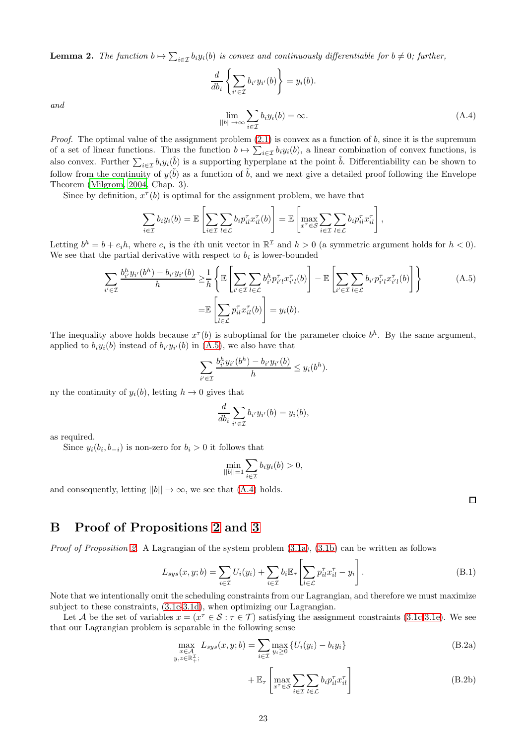**Lemma 2.** *The function $b \mapsto \sum_{i\in\mathcal{I}} b_i y_i(b)$ is convex and continuously differentiable for $b \neq 0$; further,*

$$\frac{d}{db_i}\left\{\sum_{i'\in\mathcal{I}} b_{i'} y_{i'}(b)\right\} = y_i(b).$$

*and*

$$\lim_{||b||\to\infty} \sum_{i\in\mathcal{I}} b_i y_i(b) = \infty. \tag{A.4}$$

*Proof.* The optimal value of the assignment problem (2.1) is convex as a function of $b$, since it is the supremum of a set of linear functions. Thus the function $b \mapsto \sum_{i\in\mathcal{I}} b_i y_i(b)$, a linear combination of convex functions, is also convex. Further $\sum_{i\in\mathcal{I}} b_i y_i(\tilde{b})$ is a supporting hyperplane at the point $\tilde{b}$. Differentiability can be shown to follow from the continuity of $y(\tilde{b})$ as a function of $\tilde{b}$, and we next give a detailed proof following the Envelope Theorem (Milgrom, 2004, Chap. 3).

Since by definition, $x^\tau(b)$ is optimal for the assignment problem, we have that

$$\sum_{i\in\mathcal{I}} b_i y_i(b) = \mathbb{E}\left[\sum_{i\in\mathcal{I}}\sum_{l\in\mathcal{L}} b_i p^\tau_{il} x^\tau_{il}(b)\right] = \mathbb{E}\left[\max_{x^\tau\in\mathcal{S}}\sum_{i\in\mathcal{I}}\sum_{l\in\mathcal{L}} b_i p^\tau_{il} x^\tau_{il}\right],$$

Letting $b^h = b + e_i h$, where $e_i$ is the $i$th unit vector in $\mathbb{R}^{\mathcal{I}}$ and $h > 0$ (a symmetric argument holds for $h < 0$). We see that the partial derivative with respect to $b_i$ is lower-bounded

$$\begin{aligned}\sum_{i'\in\mathcal{I}} \frac{b^h_{i'} y_{i'}(b^h) - b_{i'} y_{i'}(b)}{h} \geq& \frac{1}{h}\left\{\mathbb{E}\left[\sum_{i'\in\mathcal{I}}\sum_{l\in\mathcal{L}} b^h_{i'} p^\tau_{i'l} x^\tau_{i'l}(b)\right] - \mathbb{E}\left[\sum_{i'\in\mathcal{I}}\sum_{l\in\mathcal{L}} b_{i'} p^\tau_{i'l} x^\tau_{i'l}(b)\right]\right\} \\ =& \mathbb{E}\left[\sum_{l\in\mathcal{L}} p^\tau_{il} x^\tau_{il}(b)\right] = y_i(b).\end{aligned} \tag{A.5}$$

The inequality above holds because $x^\tau(b)$ is suboptimal for the parameter choice $b^h$. By the same argument, applied to $b_i y_i(b)$ instead of $b_{i'} y_{i'}(b)$ in (A.5), we also have that

$$\sum_{i'\in\mathcal{I}} \frac{b^h_{i'} y_{i'}(b^h) - b_{i'} y_{i'}(b)}{h} \leq y_i(b^h).$$

ny the continuity of $y_i(b)$, letting $h \to 0$ gives that

$$\frac{d}{db_i}\sum_{i'\in\mathcal{I}} b_{i'} y_{i'}(b) = y_i(b),$$

as required.

Since $y_i(b_i, b_{-i})$ is non-zero for $b_i > 0$ it follows that

$$\min_{||b||=1} \sum_{i\in\mathcal{I}} b_i y_i(b) > 0,$$

and consequently, letting $||b|| \to \infty$, we see that (A.4) holds. □

# B Proof of Propositions 2 and 3

*Proof of Proposition 2.* A Lagrangian of the system problem (3.1a), (3.1b) can be written as follows

$$L_{sys}(x, y; b) = \sum_{i\in\mathcal{I}} U_i(y_i) + \sum_{i\in\mathcal{I}} b_i \mathbb{E}_\tau\left[\sum_{l\in\mathcal{L}} p^\tau_{il} x^\tau_{il} - y_i\right]. \tag{B.1}$$

Note that we intentionally omit the scheduling constraints from our Lagrangian, and therefore we must maximize subject to these constraints, (3.1c-3.1d), when optimizing our Lagrangian.

Let $\mathcal{A}$ be the set of variables $x = (x^\tau \in \mathcal{S} : \tau \in \mathcal{T})$ satisfying the assignment constraints (3.1c-3.1e). We see that our Lagrangian problem is separable in the following sense

$$\max_{\substack{x\in\mathcal{A}\\ y,z\in\mathbb{R}^{\mathcal{I}}_+;}} L_{sys}(x, y; b) = \sum_{i\in\mathcal{I}} \max_{y_i\geq 0}\{U_i(y_i) - b_i y_i\} \tag{B.2a}$$

$$+ \mathbb{E}_\tau\left[\max_{x^\tau\in\mathcal{S}} \sum_{i\in\mathcal{I}}\sum_{l\in\mathcal{L}} b_i p^\tau_{il} x^\tau_{il}\right] \tag{B.2b}$$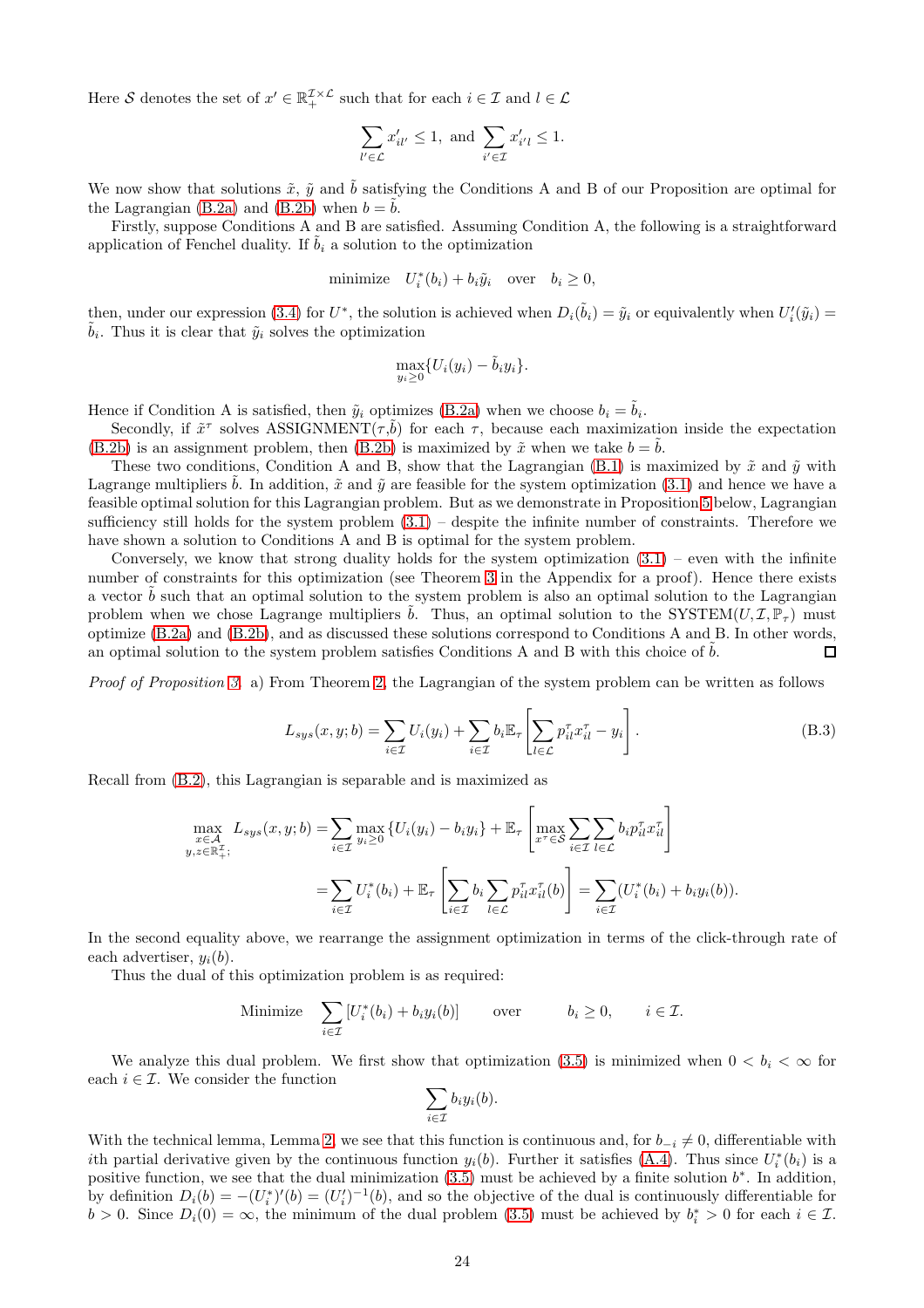Here $\mathcal{S}$ denotes the set of $x' \in \mathbb{R}_+^{\mathcal{I}\times\mathcal{L}}$ such that for each $i \in \mathcal{I}$ and $l \in \mathcal{L}$

$$\sum_{l'\in\mathcal{L}} x'_{il'} \leq 1, \text{ and } \sum_{i'\in\mathcal{I}} x'_{i'l} \leq 1.$$

We now show that solutions $\tilde{x}$, $\tilde{y}$ and $\tilde{b}$ satisfying the Conditions A and B of our Proposition are optimal for the Lagrangian (B.2a) and (B.2b) when $b = \tilde{b}$.

Firstly, suppose Conditions A and B are satisfied. Assuming Condition A, the following is a straightforward application of Fenchel duality. If $\tilde{b}_i$ a solution to the optimization

$$\text{minimize} \quad U_i^*(b_i) + b_i\tilde{y}_i \quad \text{over} \quad b_i \geq 0,$$

then, under our expression (3.4) for $U^*$, the solution is achieved when $D_i(\tilde{b}_i) = \tilde{y}_i$ or equivalently when $U_i'(\tilde{y}_i) = \tilde{b}_i$. Thus it is clear that $\tilde{y}_i$ solves the optimization

$$\max_{y_i\geq 0}\{U_i(y_i) - \tilde{b}_i y_i\}.$$

Hence if Condition A is satisfied, then $\tilde{y}_i$ optimizes (B.2a) when we choose $b_i = \tilde{b}_i$.

Secondly, if $\tilde{x}^\tau$ solves ASSIGNMENT($\tau$,$\tilde{b}$) for each $\tau$, because each maximization inside the expectation (B.2b) is an assignment problem, then (B.2b) is maximized by $\tilde{x}$ when we take $b = \tilde{b}$.

These two conditions, Condition A and B, show that the Lagrangian (B.1) is maximized by $\tilde{x}$ and $\tilde{y}$ with Lagrange multipliers $\tilde{b}$. In addition, $\tilde{x}$ and $\tilde{y}$ are feasible for the system optimization (3.1) and hence we have a feasible optimal solution for this Lagrangian problem. But as we demonstrate in Proposition 5 below, Lagrangian sufficiency still holds for the system problem (3.1) – despite the infinite number of constraints. Therefore we have shown a solution to Conditions A and B is optimal for the system problem.

Conversely, we know that strong duality holds for the system optimization (3.1) – even with the infinite number of constraints for this optimization (see Theorem 3 in the Appendix for a proof). Hence there exists a vector $\tilde{b}$ such that an optimal solution to the system problem is also an optimal solution to the Lagrangian problem when we chose Lagrange multipliers $\tilde{b}$. Thus, an optimal solution to the SYSTEM($U,\mathcal{I},\mathbb{P}_\tau$) must optimize (B.2a) and (B.2b), and as discussed these solutions correspond to Conditions A and B. In other words, an optimal solution to the system problem satisfies Conditions A and B with this choice of $\tilde{b}$. ◻

*Proof of Proposition 3.* a) From Theorem 2, the Lagrangian of the system problem can be written as follows

$$L_{sys}(x,y;b) = \sum_{i\in\mathcal{I}} U_i(y_i) + \sum_{i\in\mathcal{I}} b_i \mathbb{E}_\tau\left[\sum_{l\in\mathcal{L}} p_{il}^\tau x_{il}^\tau - y_i\right]. \tag{B.3}$$

Recall from (B.2), this Lagrangian is separable and is maximized as

$$\begin{aligned}
\max_{\substack{x\in\mathcal{A}\\ y,z\in\mathbb{R}_+^{\mathcal{I}};}} L_{sys}(x,y;b) &= \sum_{i\in\mathcal{I}} \max_{y_i\geq 0}\{U_i(y_i) - b_i y_i\} + \mathbb{E}_\tau\left[\max_{x^\tau\in\mathcal{S}} \sum_{i\in\mathcal{I}}\sum_{l\in\mathcal{L}} b_i p_{il}^\tau x_{il}^\tau\right] \\
&= \sum_{i\in\mathcal{I}} U_i^*(b_i) + \mathbb{E}_\tau\left[\sum_{i\in\mathcal{I}} b_i \sum_{l\in\mathcal{L}} p_{il}^\tau x_{il}^\tau(b)\right] = \sum_{i\in\mathcal{I}}(U_i^*(b_i) + b_i y_i(b)).
\end{aligned}$$

In the second equality above, we rearrange the assignment optimization in terms of the click-through rate of each advertiser, $y_i(b)$.

Thus the dual of this optimization problem is as required:

$$\text{Minimize} \quad \sum_{i\in\mathcal{I}}[U_i^*(b_i) + b_i y_i(b)] \qquad \text{over} \qquad b_i \geq 0, \qquad i \in \mathcal{I}.$$

We analyze this dual problem. We first show that optimization (3.5) is minimized when $0 < b_i < \infty$ for each $i \in \mathcal{I}$. We consider the function

$$\sum_{i\in\mathcal{I}} b_i y_i(b).$$

With the technical lemma, Lemma 2, we see that this function is continuous and, for $b_{-i} \neq 0$, differentiable with $i$th partial derivative given by the continuous function $y_i(b)$. Further it satisfies (A.4). Thus since $U_i^*(b_i)$ is a positive function, we see that the dual minimization (3.5) must be achieved by a finite solution $b^*$. In addition, by definition $D_i(b) = -(U_i^*)'(b) = (U_i')^{-1}(b)$, and so the objective of the dual is continuously differentiable for $b > 0$. Since $D_i(0) = \infty$, the minimum of the dual problem (3.5) must be achieved by $b_i^* > 0$ for each $i \in \mathcal{I}$.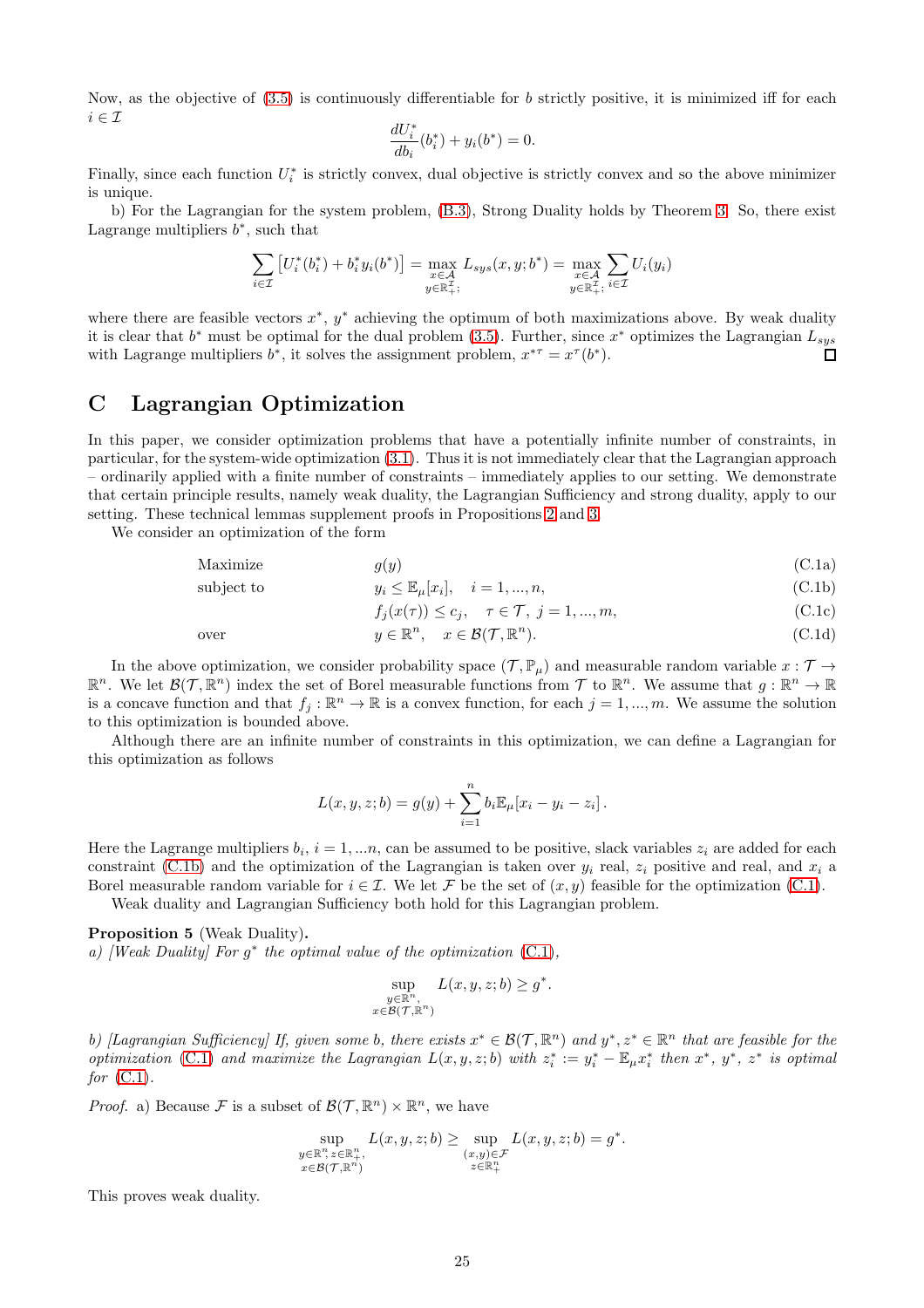Now, as the objective of (3.5) is continuously differentiable for $b$ strictly positive, it is minimized iff for each $i \in \mathcal{I}$

$$\frac{dU_i^*}{db_i}(b_i^*) + y_i(b^*) = 0.$$

Finally, since each function $U_i^*$ is strictly convex, dual objective is strictly convex and so the above minimizer is unique.

b) For the Lagrangian for the system problem, (B.3), Strong Duality holds by Theorem 3. So, there exist Lagrange multipliers $b^*$, such that

$$\sum_{i\in\mathcal{I}} \left[U_i^*(b_i^*) + b_i^* y_i(b^*)\right] = \max_{\substack{x\in\mathcal{A}\\ y\in\mathbb{R}_+^{\mathcal{I}};}} L_{sys}(x, y; b^*) = \max_{\substack{x\in\mathcal{A}\\ y\in\mathbb{R}_+^{\mathcal{I}};}} \sum_{i\in\mathcal{I}} U_i(y_i)$$

where there are feasible vectors $x^*$, $y^*$ achieving the optimum of both maximizations above. By weak duality it is clear that $b^*$ must be optimal for the dual problem (3.5). Further, since $x^*$ optimizes the Lagrangian $L_{sys}$ with Lagrange multipliers $b^*$, it solves the assignment problem, $x^{*\tau} = x^{\tau}(b^*)$. □

# C Lagrangian Optimization

In this paper, we consider optimization problems that have a potentially infinite number of constraints, in particular, for the system-wide optimization (3.1). Thus it is not immediately clear that the Lagrangian approach – ordinarily applied with a finite number of constraints – immediately applies to our setting. We demonstrate that certain principle results, namely weak duality, the Lagrangian Sufficiency and strong duality, apply to our setting. These technical lemmas supplement proofs in Propositions 2 and 3.

We consider an optimization of the form

$$\begin{aligned}
&\text{Maximize} && g(y) && \text{(C.1a)}\\
&\text{subject to} && y_i \le \mathbb{E}_\mu[x_i], \quad i = 1, ..., n, && \text{(C.1b)}\\
& && f_j(x(\tau)) \le c_j, \quad \tau \in \mathcal{T},\ j = 1, ..., m, && \text{(C.1c)}\\
&\text{over} && y \in \mathbb{R}^n, \quad x \in \mathcal{B}(\mathcal{T}, \mathbb{R}^n). && \text{(C.1d)}
\end{aligned}$$

In the above optimization, we consider probability space $(\mathcal{T}, \mathbb{P}_\mu)$ and measurable random variable $x : \mathcal{T} \to \mathbb{R}^n$. We let $\mathcal{B}(\mathcal{T}, \mathbb{R}^n)$ index the set of Borel measurable functions from $\mathcal{T}$ to $\mathbb{R}^n$. We assume that $g : \mathbb{R}^n \to \mathbb{R}$ is a concave function and that $f_j : \mathbb{R}^n \to \mathbb{R}$ is a convex function, for each $j = 1, ..., m$. We assume the solution to this optimization is bounded above.

Although there are an infinite number of constraints in this optimization, we can define a Lagrangian for this optimization as follows

$$L(x, y, z; b) = g(y) + \sum_{i=1}^{n} b_i \mathbb{E}_\mu[x_i - y_i - z_i]\,.$$

Here the Lagrange multipliers $b_i$, $i = 1, ...n$, can be assumed to be positive, slack variables $z_i$ are added for each constraint (C.1b) and the optimization of the Lagrangian is taken over $y_i$ real, $z_i$ positive and real, and $x_i$ a Borel measurable random variable for $i \in \mathcal{I}$. We let $\mathcal{F}$ be the set of $(x, y)$ feasible for the optimization (C.1).

Weak duality and Lagrangian Sufficiency both hold for this Lagrangian problem.

**Proposition 5** (Weak Duality)**.**
*a) [Weak Duality] For $g^*$ the optimal value of the optimization (C.1),*

$$\sup_{\substack{y\in\mathbb{R}^n,\\ x\in\mathcal{B}(\mathcal{T},\mathbb{R}^n)}} L(x, y, z; b) \ge g^*.$$

*b) [Lagrangian Sufficiency] If, given some $b$, there exists $x^* \in \mathcal{B}(\mathcal{T}, \mathbb{R}^n)$ and $y^*, z^* \in \mathbb{R}^n$ that are feasible for the optimization (C.1) and maximize the Lagrangian $L(x, y, z; b)$ with $z_i^* := y_i^* - \mathbb{E}_\mu x_i^*$ then $x^*$, $y^*$, $z^*$ is optimal for (C.1).*

*Proof.* a) Because $\mathcal{F}$ is a subset of $\mathcal{B}(\mathcal{T}, \mathbb{R}^n) \times \mathbb{R}^n$, we have

$$\sup_{\substack{y\in\mathbb{R}^n, z\in\mathbb{R}_+^n,\\ x\in\mathcal{B}(\mathcal{T},\mathbb{R}^n)}} L(x, y, z; b) \ge \sup_{\substack{(x,y)\in\mathcal{F}\\ z\in\mathbb{R}_+^n}} L(x, y, z; b) = g^*.$$

This proves weak duality.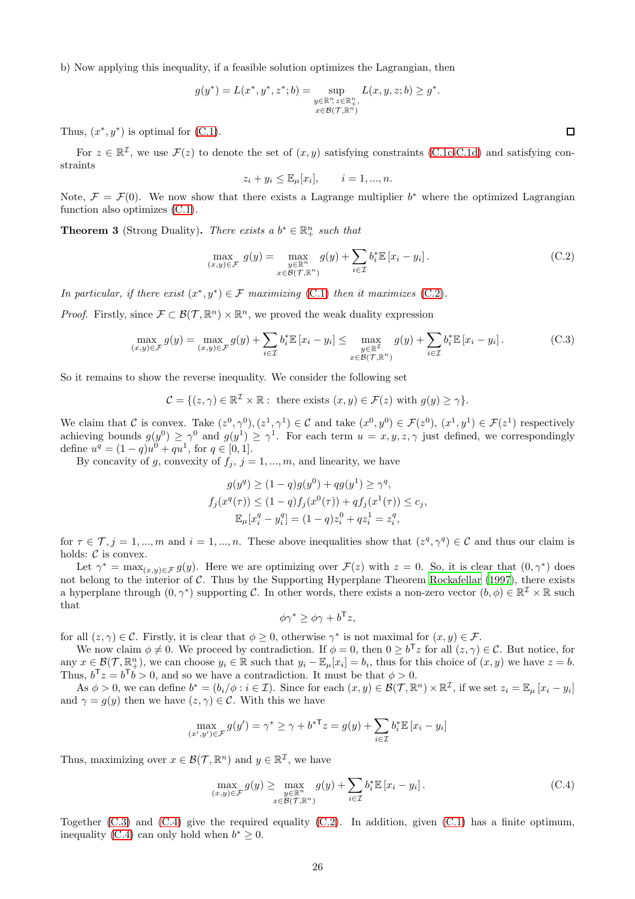b) Now applying this inequality, if a feasible solution optimizes the Lagrangian, then

$$g(y^*) = L(x^*, y^*, z^*; b) = \sup_{\substack{y \in \mathbb{R}^n, z \in \mathbb{R}^n_+, \\ x \in \mathcal{B}(\mathcal{T}, \mathbb{R}^n)}} L(x, y, z; b) \geq g^*.$$

Thus, $(x^*, y^*)$ is optimal for (C.1). ◻

For $z \in \mathbb{R}^{\mathcal{I}}$, we use $\mathcal{F}(z)$ to denote the set of $(x, y)$ satisfying constraints (C.1c-C.1d) and satisfying constraints

$$z_i + y_i \leq \mathbb{E}_\mu[x_i], \qquad i = 1, ..., n.$$

Note, $\mathcal{F} = \mathcal{F}(0)$. We now show that there exists a Lagrange multiplier $b^*$ where the optimized Lagrangian function also optimizes (C.1).

**Theorem 3** (Strong Duality)**.** *There exists a $b^* \in \mathbb{R}^n_+$ such that*

$$\max_{(x,y) \in \mathcal{F}} g(y) = \max_{\substack{y \in \mathbb{R}^n \\ x \in \mathcal{B}(\mathcal{T}, \mathbb{R}^n)}} g(y) + \sum_{i \in \mathcal{I}} b^*_i \mathbb{E}\left[x_i - y_i\right]. \tag{C.2}$$

*In particular, if there exist $(x^*, y^*) \in \mathcal{F}$ maximizing (C.1) then it maximizes (C.2).*

*Proof.* Firstly, since $\mathcal{F} \subset \mathcal{B}(\mathcal{T}, \mathbb{R}^n) \times \mathbb{R}^n$, we proved the weak duality expression

$$\max_{(x,y) \in \mathcal{F}} g(y) = \max_{(x,y) \in \mathcal{F}} g(y) + \sum_{i \in \mathcal{I}} b^*_i \mathbb{E}\left[x_i - y_i\right] \leq \max_{\substack{y \in \mathbb{R}^{\mathcal{I}} \\ x \in \mathcal{B}(\mathcal{T}, \mathbb{R}^n)}} g(y) + \sum_{i \in \mathcal{I}} b^*_i \mathbb{E}\left[x_i - y_i\right]. \tag{C.3}$$

So it remains to show the reverse inequality. We consider the following set

$$\mathcal{C} = \{(z, \gamma) \in \mathbb{R}^{\mathcal{I}} \times \mathbb{R} : \text{ there exists } (x, y) \in \mathcal{F}(z) \text{ with } g(y) \geq \gamma\}.$$

We claim that $\mathcal{C}$ is convex. Take $(z^0, \gamma^0), (z^1, \gamma^1) \in \mathcal{C}$ and take $(x^0, y^0) \in \mathcal{F}(z^0)$, $(x^1, y^1) \in \mathcal{F}(z^1)$ respectively achieving bounds $g(y^0) \geq \gamma^0$ and $g(y^1) \geq \gamma^1$. For each term $u = x, y, z, \gamma$ just defined, we correspondingly define $u^q = (1-q)u^0 + qu^1$, for $q \in [0, 1]$.

By concavity of $g$, convexity of $f_j$, $j = 1, ..., m$, and linearity, we have

$$g(y^q) \geq (1-q)g(y^0) + qg(y^1) \geq \gamma^q,$$
$$f_j(x^q(\tau)) \leq (1-q)f_j(x^0(\tau)) + qf_j(x^1(\tau)) \leq c_j,$$
$$\mathbb{E}_\mu[x^q_i - y^q_i] = (1-q)z^0_i + qz^1_i = z^q_i,$$

for $\tau \in \mathcal{T}, j = 1, ..., m$ and $i = 1, ..., n$. These above inequalities show that $(z^q, \gamma^q) \in \mathcal{C}$ and thus our claim is holds: $\mathcal{C}$ is convex.

Let $\gamma^* = \max_{(x,y) \in \mathcal{F}} g(y)$. Here we are optimizing over $\mathcal{F}(z)$ with $z = 0$. So, it is clear that $(0, \gamma^*)$ does not belong to the interior of $\mathcal{C}$. Thus by the Supporting Hyperplane Theorem Rockafellar (1997), there exists a hyperplane through $(0, \gamma^*)$ supporting $\mathcal{C}$. In other words, there exists a non-zero vector $(b, \phi) \in \mathbb{R}^{\mathcal{I}} \times \mathbb{R}$ such that

$$\phi\gamma^* \geq \phi\gamma + b^\mathsf{T} z,$$

for all $(z, \gamma) \in \mathcal{C}$. Firstly, it is clear that $\phi \geq 0$, otherwise $\gamma^*$ is not maximal for $(x, y) \in \mathcal{F}$.

We now claim $\phi \neq 0$. We proceed by contradiction. If $\phi = 0$, then $0 \geq b^\mathsf{T} z$ for all $(z, \gamma) \in \mathcal{C}$. But notice, for any $x \in \mathcal{B}(\mathcal{T}, \mathbb{R}^n_+)$, we can choose $y_i \in \mathbb{R}$ such that $y_i - \mathbb{E}_\mu[x_i] = b_i$, thus for this choice of $(x, y)$ we have $z = b$. Thus, $b^\mathsf{T} z = b^\mathsf{T} b > 0$, and so we have a contradiction. It must be that $\phi > 0$.

As $\phi > 0$, we can define $b^* = (b_i/\phi : i \in \mathcal{I})$. Since for each $(x, y) \in \mathcal{B}(\mathcal{T}, \mathbb{R}^n) \times \mathbb{R}^{\mathcal{I}}$, if we set $z_i = \mathbb{E}_\mu\left[x_i - y_i\right]$ and $\gamma = g(y)$ then we have $(z, \gamma) \in \mathcal{C}$. With this we have

$$\max_{(x', y') \in \mathcal{F}} g(y') = \gamma^* \geq \gamma + b^{*\mathsf{T}} z = g(y) + \sum_{i \in \mathcal{I}} b^*_i \mathbb{E}\left[x_i - y_i\right]$$

Thus, maximizing over $x \in \mathcal{B}(\mathcal{T}, \mathbb{R}^n)$ and $y \in \mathbb{R}^{\mathcal{I}}$, we have

$$\max_{(x,y) \in \mathcal{F}} g(y) \geq \max_{\substack{y \in \mathbb{R}^n \\ x \in \mathcal{B}(\mathcal{T}, \mathbb{R}^n)}} g(y) + \sum_{i \in \mathcal{I}} b^*_i \mathbb{E}\left[x_i - y_i\right]. \tag{C.4}$$

Together (C.3) and (C.4) give the required equality (C.2). In addition, given (C.1) has a finite optimum, inequality (C.4) can only hold when $b^* \geq 0$.